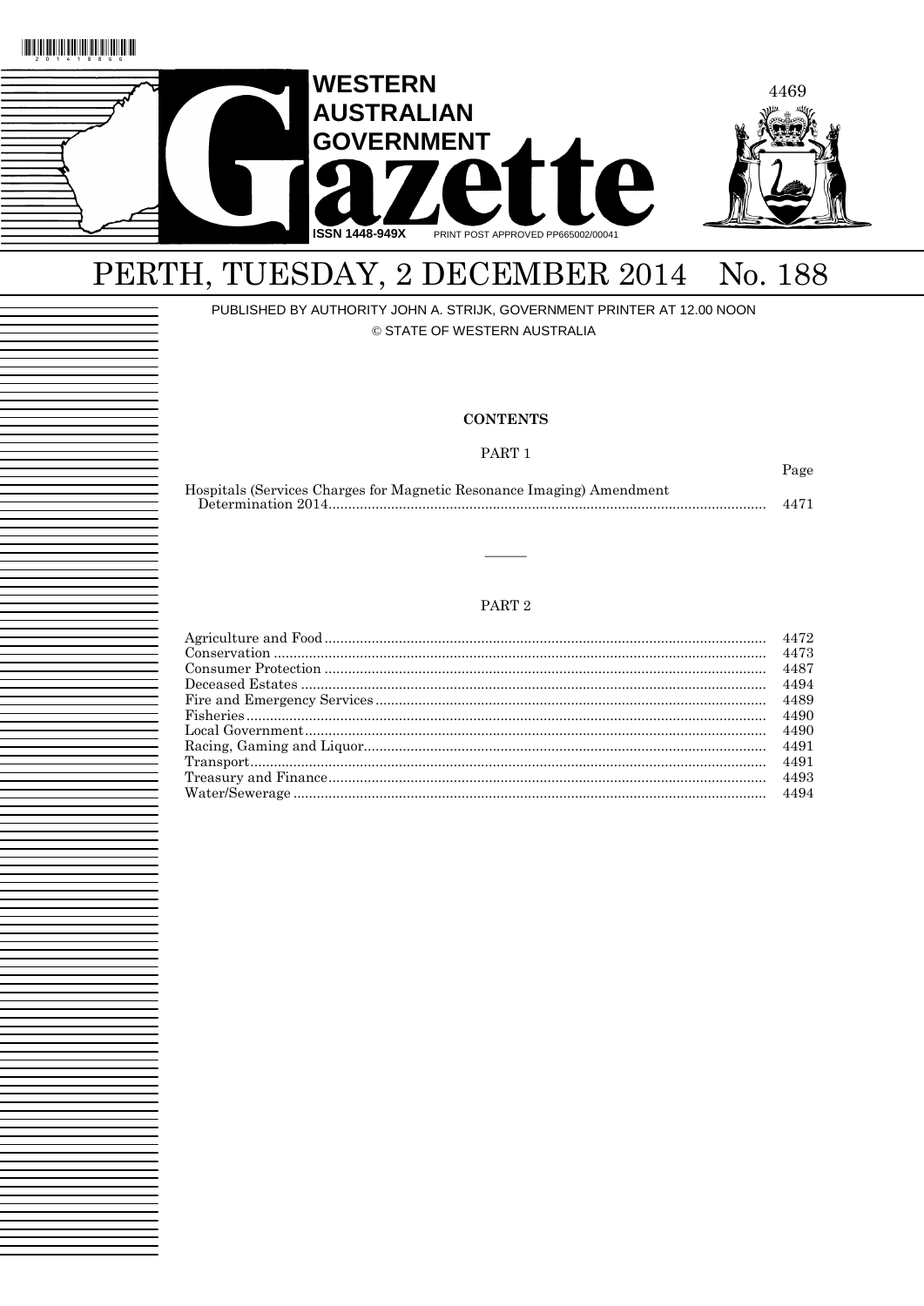# WESTERN AUSTRALIAN GOVERNMENT Gazette

ISSN 1448-949X PRINT POST APPROVED PP665002/00041

# PERTH, TUESDAY, 2 DECEMBER 2014 No. 188

PUBLISHED BY AUTHORITY JOHN A. STRIJK, GOVERNMENT PRINTER AT 12.00 NOON

© STATE OF WESTERN AUSTRALIA

## CONTENTS

### PART 1

| | Page |
|---|---|
| Hospitals (Services Charges for Magnetic Resonance Imaging) Amendment Determination 2014 | 4471 |

———

### PART 2

| | |
|---|---|
| Agriculture and Food | 4472 |
| Conservation | 4473 |
| Consumer Protection | 4487 |
| Deceased Estates | 4494 |
| Fire and Emergency Services | 4489 |
| Fisheries | 4490 |
| Local Government | 4490 |
| Racing, Gaming and Liquor | 4491 |
| Transport | 4491 |
| Treasury and Finance | 4493 |
| Water/Sewerage | 4494 |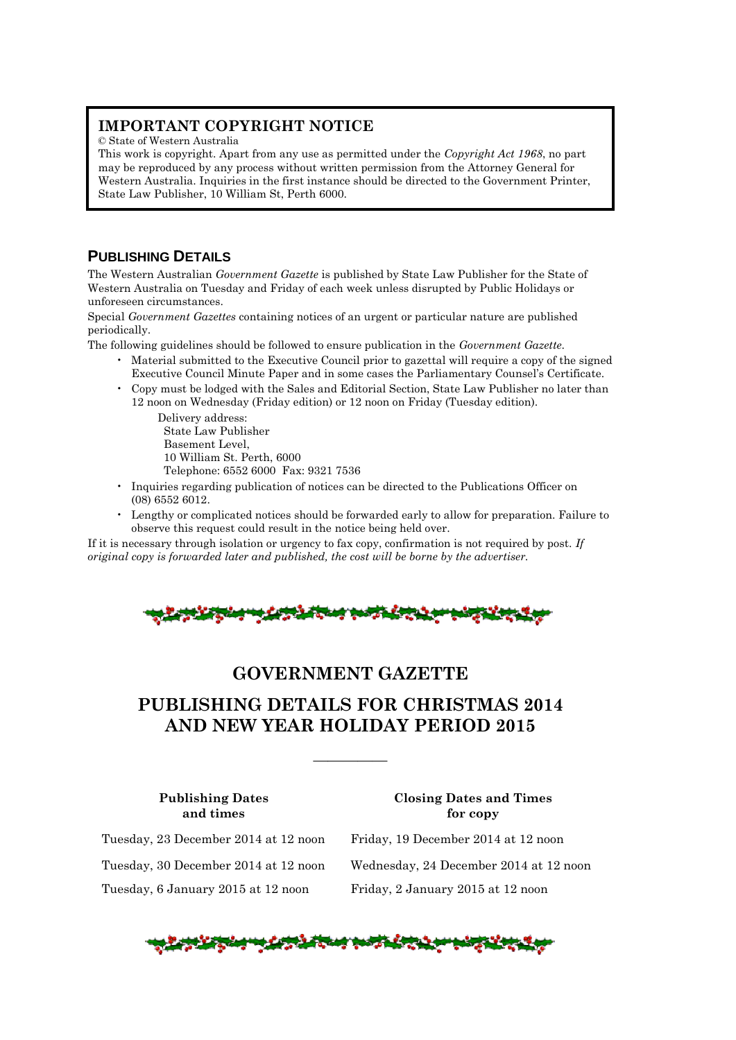## IMPORTANT COPYRIGHT NOTICE

© State of Western Australia

This work is copyright. Apart from any use as permitted under the *Copyright Act 1968*, no part may be reproduced by any process without written permission from the Attorney General for Western Australia. Inquiries in the first instance should be directed to the Government Printer, State Law Publisher, 10 William St, Perth 6000.

## PUBLISHING DETAILS

The Western Australian *Government Gazette* is published by State Law Publisher for the State of Western Australia on Tuesday and Friday of each week unless disrupted by Public Holidays or unforeseen circumstances.

Special *Government Gazettes* containing notices of an urgent or particular nature are published periodically.

The following guidelines should be followed to ensure publication in the *Government Gazette*.

- Material submitted to the Executive Council prior to gazettal will require a copy of the signed Executive Council Minute Paper and in some cases the Parliamentary Counsel's Certificate.
- Copy must be lodged with the Sales and Editorial Section, State Law Publisher no later than 12 noon on Wednesday (Friday edition) or 12 noon on Friday (Tuesday edition).

  Delivery address:
  State Law Publisher
  Basement Level,
  10 William St. Perth, 6000
  Telephone: 6552 6000 Fax: 9321 7536

- Inquiries regarding publication of notices can be directed to the Publications Officer on (08) 6552 6012.
- Lengthy or complicated notices should be forwarded early to allow for preparation. Failure to observe this request could result in the notice being held over.

If it is necessary through isolation or urgency to fax copy, confirmation is not required by post. *If original copy is forwarded later and published, the cost will be borne by the advertiser.*

## GOVERNMENT GAZETTE

## PUBLISHING DETAILS FOR CHRISTMAS 2014 AND NEW YEAR HOLIDAY PERIOD 2015

---

| Publishing Dates and times | Closing Dates and Times for copy |
|---|---|
| Tuesday, 23 December 2014 at 12 noon | Friday, 19 December 2014 at 12 noon |
| Tuesday, 30 December 2014 at 12 noon | Wednesday, 24 December 2014 at 12 noon |
| Tuesday, 6 January 2015 at 12 noon | Friday, 2 January 2015 at 12 noon |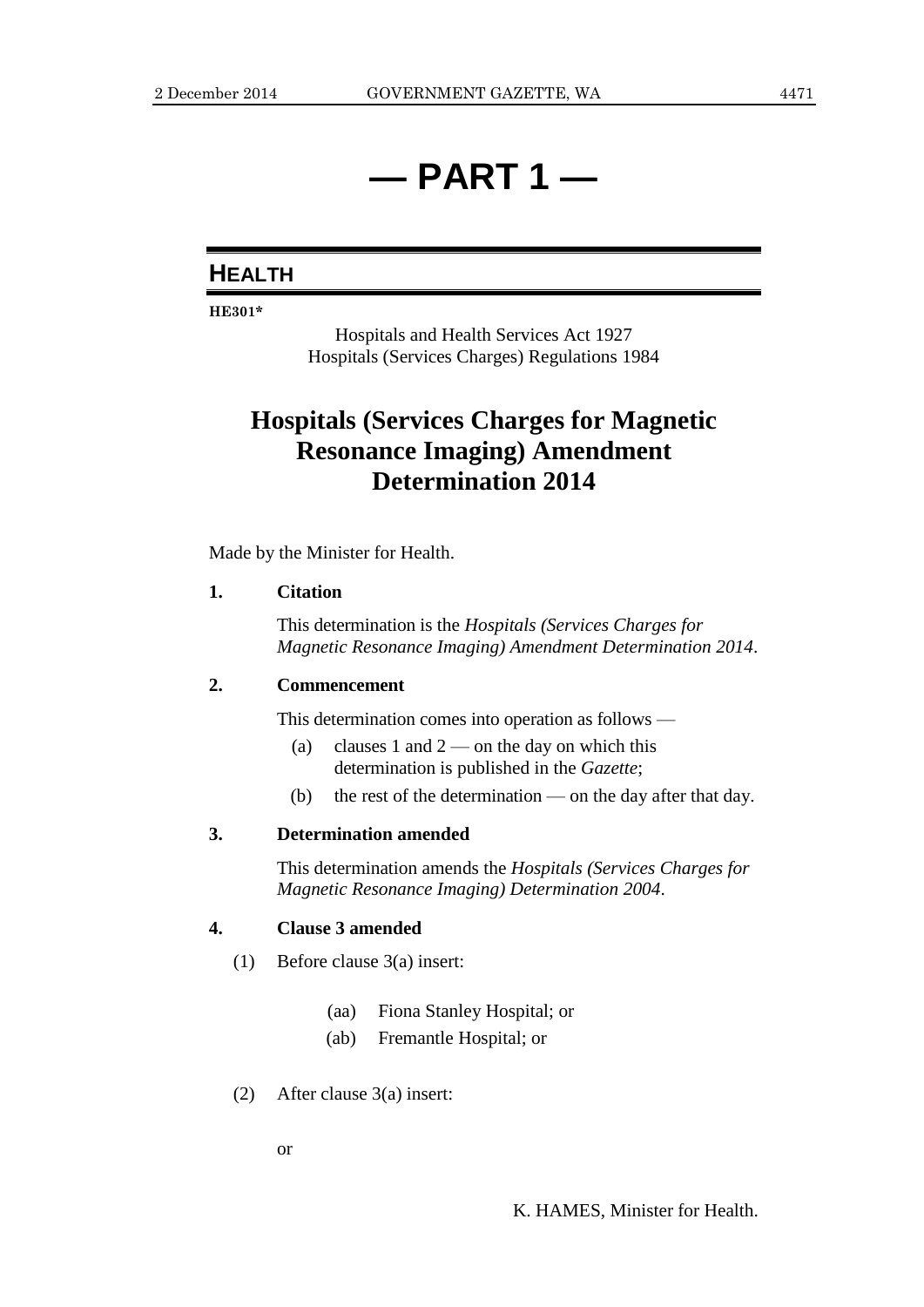# — PART 1 —

## HEALTH

**HE301***

Hospitals and Health Services Act 1927
Hospitals (Services Charges) Regulations 1984

# Hospitals (Services Charges for Magnetic Resonance Imaging) Amendment Determination 2014

Made by the Minister for Health.

**1. Citation**

This determination is the *Hospitals (Services Charges for Magnetic Resonance Imaging) Amendment Determination 2014*.

**2. Commencement**

This determination comes into operation as follows —

(a) clauses 1 and 2 — on the day on which this determination is published in the *Gazette*;

(b) the rest of the determination — on the day after that day.

**3. Determination amended**

This determination amends the *Hospitals (Services Charges for Magnetic Resonance Imaging) Determination 2004*.

**4. Clause 3 amended**

(1) Before clause 3(a) insert:

(aa) Fiona Stanley Hospital; or

(ab) Fremantle Hospital; or

(2) After clause 3(a) insert:

or

K. HAMES, Minister for Health.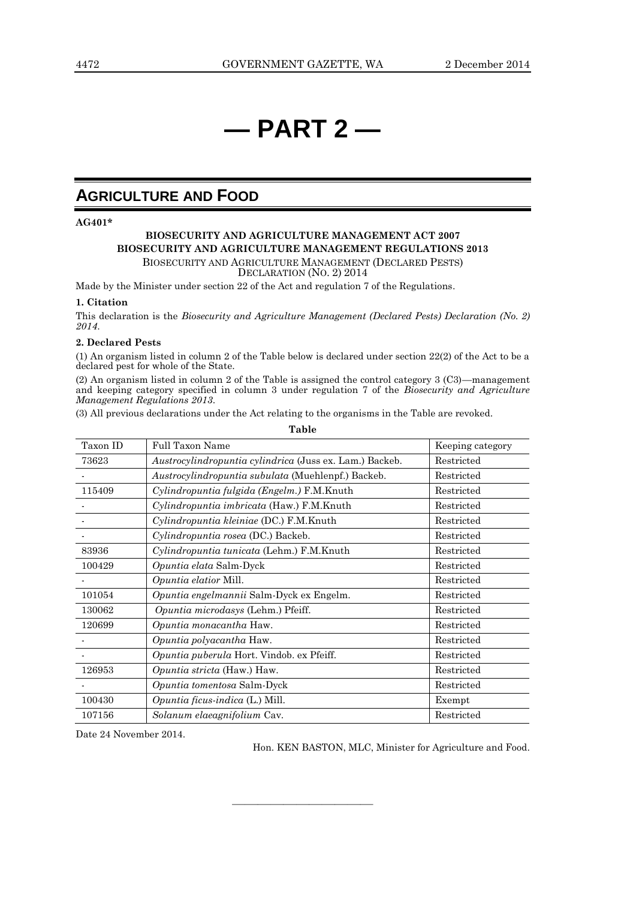# — PART 2 —

## AGRICULTURE AND FOOD

**AG401***

**BIOSECURITY AND AGRICULTURE MANAGEMENT ACT 2007**
**BIOSECURITY AND AGRICULTURE MANAGEMENT REGULATIONS 2013**

BIOSECURITY AND AGRICULTURE MANAGEMENT (DECLARED PESTS) DECLARATION (NO. 2) 2014

Made by the Minister under section 22 of the Act and regulation 7 of the Regulations.

**1. Citation**

This declaration is the *Biosecurity and Agriculture Management (Declared Pests) Declaration (No. 2) 2014*.

**2. Declared Pests**

(1) An organism listed in column 2 of the Table below is declared under section 22(2) of the Act to be a declared pest for whole of the State.

(2) An organism listed in column 2 of the Table is assigned the control category 3 (C3)—management and keeping category specified in column 3 under regulation 7 of the *Biosecurity and Agriculture Management Regulations 2013*.

(3) All previous declarations under the Act relating to the organisms in the Table are revoked.

**Table**

| Taxon ID | Full Taxon Name | Keeping category |
|---|---|---|
| 73623 | *Austrocylindropuntia cylindrica* (Juss ex. Lam.) Backeb. | Restricted |
| - | *Austrocylindropuntia subulata* (Muehlenpf.) Backeb. | Restricted |
| 115409 | *Cylindropuntia fulgida (Engelm.)* F.M.Knuth | Restricted |
| - | *Cylindropuntia imbricata* (Haw.) F.M.Knuth | Restricted |
| - | *Cylindropuntia kleiniae* (DC.) F.M.Knuth | Restricted |
| - | *Cylindropuntia rosea* (DC.) Backeb. | Restricted |
| 83936 | *Cylindropuntia tunicata* (Lehm.) F.M.Knuth | Restricted |
| 100429 | *Opuntia elata* Salm-Dyck | Restricted |
| - | *Opuntia elatior* Mill. | Restricted |
| 101054 | *Opuntia engelmannii* Salm-Dyck ex Engelm. | Restricted |
| 130062 | *Opuntia microdasys* (Lehm.) Pfeiff. | Restricted |
| 120699 | *Opuntia monacantha* Haw. | Restricted |
| - | *Opuntia polyacantha* Haw. | Restricted |
| - | *Opuntia puberula* Hort. Vindob. ex Pfeiff. | Restricted |
| 126953 | *Opuntia stricta* (Haw.) Haw. | Restricted |
| - | *Opuntia tomentosa* Salm-Dyck | Restricted |
| 100430 | *Opuntia ficus-indica* (L.) Mill. | Exempt |
| 107156 | *Solanum elaeagnifolium* Cav. | Restricted |

Date 24 November 2014.

Hon. KEN BASTON, MLC, Minister for Agriculture and Food.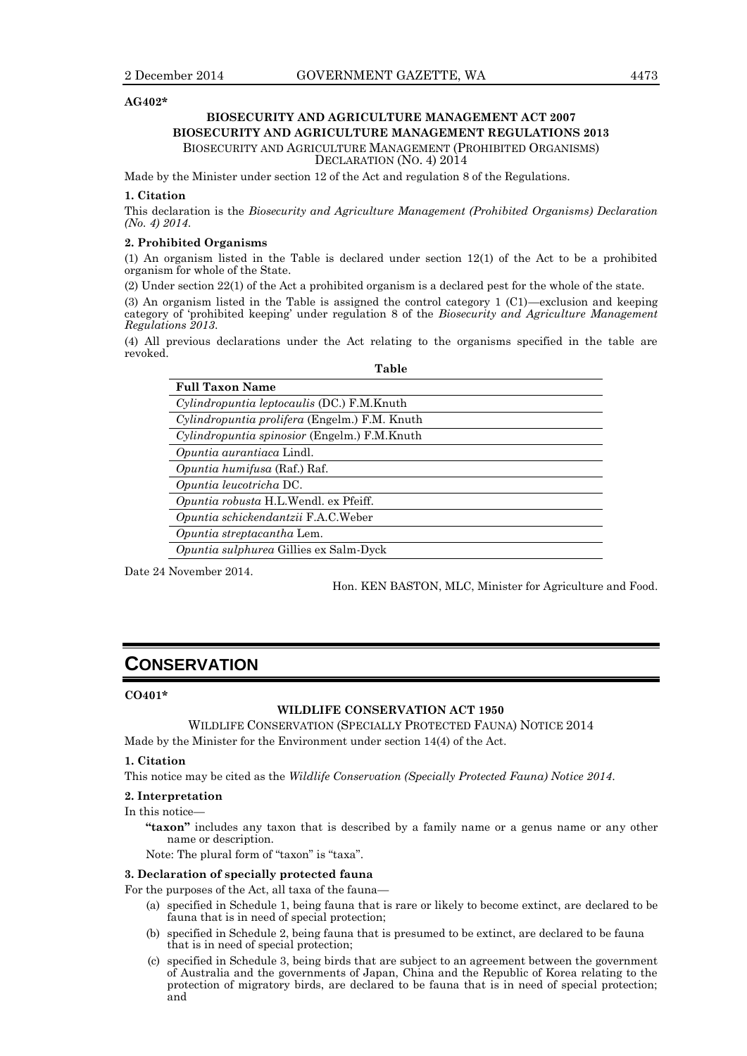**AG402***

**BIOSECURITY AND AGRICULTURE MANAGEMENT ACT 2007**

**BIOSECURITY AND AGRICULTURE MANAGEMENT REGULATIONS 2013**

BIOSECURITY AND AGRICULTURE MANAGEMENT (PROHIBITED ORGANISMS) DECLARATION (NO. 4) 2014

Made by the Minister under section 12 of the Act and regulation 8 of the Regulations.

**1. Citation**

This declaration is the *Biosecurity and Agriculture Management (Prohibited Organisms) Declaration (No. 4) 2014*.

**2. Prohibited Organisms**

(1) An organism listed in the Table is declared under section 12(1) of the Act to be a prohibited organism for whole of the State.

(2) Under section 22(1) of the Act a prohibited organism is a declared pest for the whole of the state.

(3) An organism listed in the Table is assigned the control category 1 (C1)—exclusion and keeping category of 'prohibited keeping' under regulation 8 of the *Biosecurity and Agriculture Management Regulations 2013*.

(4) All previous declarations under the Act relating to the organisms specified in the table are revoked.

**Table**

| Full Taxon Name |
|---|
| *Cylindropuntia leptocaulis* (DC.) F.M.Knuth |
| *Cylindropuntia prolifera* (Engelm.) F.M. Knuth |
| *Cylindropuntia spinosior* (Engelm.) F.M.Knuth |
| *Opuntia aurantiaca* Lindl. |
| *Opuntia humifusa* (Raf.) Raf. |
| *Opuntia leucotricha* DC. |
| *Opuntia robusta* H.L.Wendl. ex Pfeiff. |
| *Opuntia schickendantzii* F.A.C.Weber |
| *Opuntia streptacantha* Lem. |
| *Opuntia sulphurea* Gillies ex Salm-Dyck |

Date 24 November 2014.

Hon. KEN BASTON, MLC, Minister for Agriculture and Food.

# CONSERVATION

**CO401***

**WILDLIFE CONSERVATION ACT 1950**

WILDLIFE CONSERVATION (SPECIALLY PROTECTED FAUNA) NOTICE 2014

Made by the Minister for the Environment under section 14(4) of the Act.

**1. Citation**

This notice may be cited as the *Wildlife Conservation (Specially Protected Fauna) Notice 2014*.

**2. Interpretation**

In this notice—

**"taxon"** includes any taxon that is described by a family name or a genus name or any other name or description.

Note: The plural form of "taxon" is "taxa".

**3. Declaration of specially protected fauna**

For the purposes of the Act, all taxa of the fauna—

(a) specified in Schedule 1, being fauna that is rare or likely to become extinct, are declared to be fauna that is in need of special protection;

(b) specified in Schedule 2, being fauna that is presumed to be extinct, are declared to be fauna that is in need of special protection;

(c) specified in Schedule 3, being birds that are subject to an agreement between the government of Australia and the governments of Japan, China and the Republic of Korea relating to the protection of migratory birds, are declared to be fauna that is in need of special protection; and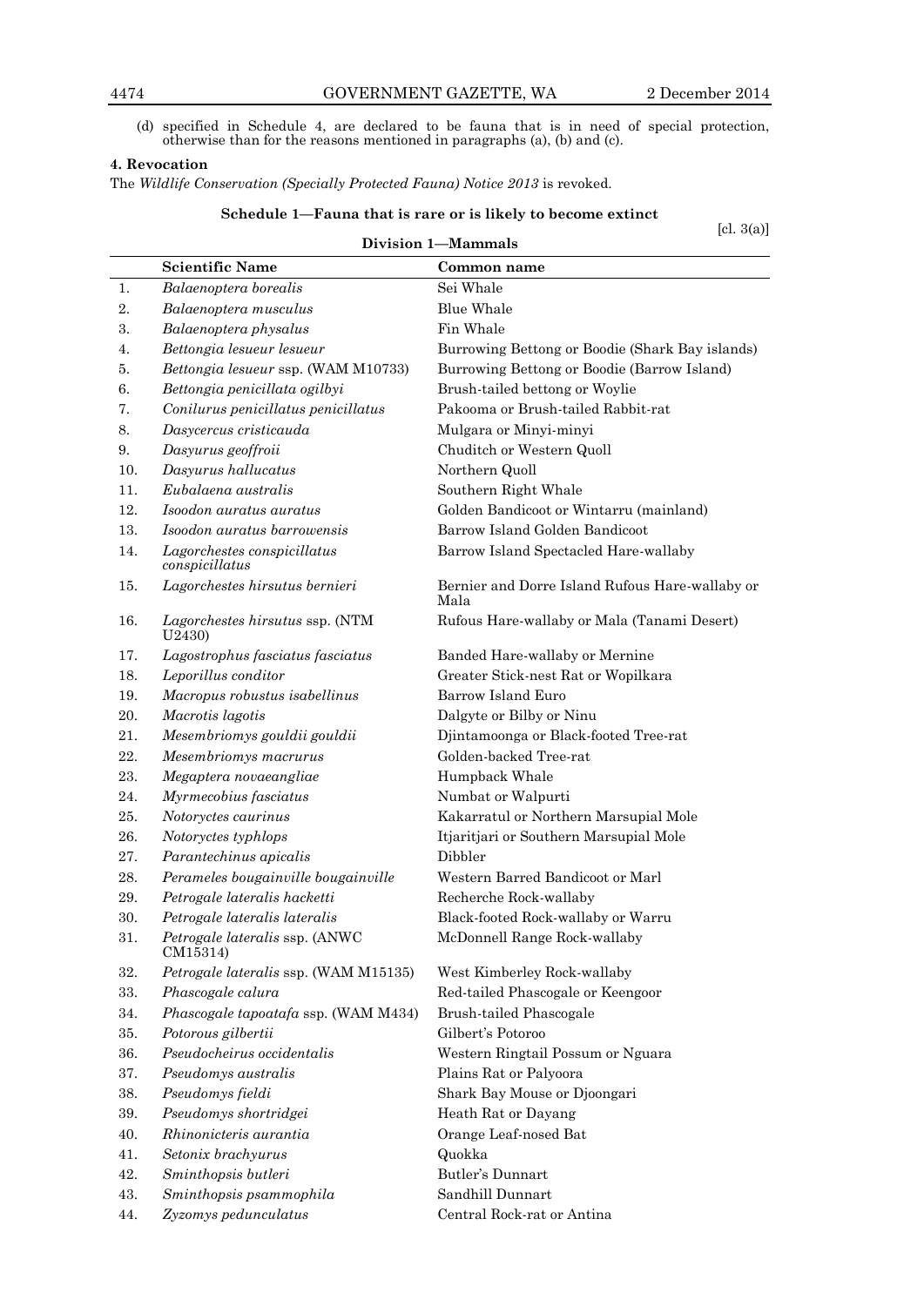(d) specified in Schedule 4, are declared to be fauna that is in need of special protection, otherwise than for the reasons mentioned in paragraphs (a), (b) and (c).

**4. Revocation**

The *Wildlife Conservation (Specially Protected Fauna) Notice 2013* is revoked.

### Schedule 1—Fauna that is rare or is likely to become extinct

[cl. 3(a)]

#### Division 1—Mammals

| | Scientific Name | Common name |
|---|---|---|
| 1. | *Balaenoptera borealis* | Sei Whale |
| 2. | *Balaenoptera musculus* | Blue Whale |
| 3. | *Balaenoptera physalus* | Fin Whale |
| 4. | *Bettongia lesueur lesueur* | Burrowing Bettong or Boodie (Shark Bay islands) |
| 5. | *Bettongia lesueur* ssp. (WAM M10733) | Burrowing Bettong or Boodie (Barrow Island) |
| 6. | *Bettongia penicillata ogilbyi* | Brush-tailed bettong or Woylie |
| 7. | *Conilurus penicillatus penicillatus* | Pakooma or Brush-tailed Rabbit-rat |
| 8. | *Dasycercus cristicauda* | Mulgara or Minyi-minyi |
| 9. | *Dasyurus geoffroii* | Chuditch or Western Quoll |
| 10. | *Dasyurus hallucatus* | Northern Quoll |
| 11. | *Eubalaena australis* | Southern Right Whale |
| 12. | *Isoodon auratus auratus* | Golden Bandicoot or Wintarru (mainland) |
| 13. | *Isoodon auratus barrowensis* | Barrow Island Golden Bandicoot |
| 14. | *Lagorchestes conspicillatus conspicillatus* | Barrow Island Spectacled Hare-wallaby |
| 15. | *Lagorchestes hirsutus bernieri* | Bernier and Dorre Island Rufous Hare-wallaby or Mala |
| 16. | *Lagorchestes hirsutus* ssp. (NTM U2430) | Rufous Hare-wallaby or Mala (Tanami Desert) |
| 17. | *Lagostrophus fasciatus fasciatus* | Banded Hare-wallaby or Mernine |
| 18. | *Leporillus conditor* | Greater Stick-nest Rat or Wopilkara |
| 19. | *Macropus robustus isabellinus* | Barrow Island Euro |
| 20. | *Macrotis lagotis* | Dalgyte or Bilby or Ninu |
| 21. | *Mesembriomys gouldii gouldii* | Djintamoonga or Black-footed Tree-rat |
| 22. | *Mesembriomys macrurus* | Golden-backed Tree-rat |
| 23. | *Megaptera novaeangliae* | Humpback Whale |
| 24. | *Myrmecobius fasciatus* | Numbat or Walpurti |
| 25. | *Notoryctes caurinus* | Kakarratul or Northern Marsupial Mole |
| 26. | *Notoryctes typhlops* | Itjaritjari or Southern Marsupial Mole |
| 27. | *Parantechinus apicalis* | Dibbler |
| 28. | *Perameles bougainville bougainville* | Western Barred Bandicoot or Marl |
| 29. | *Petrogale lateralis hacketti* | Recherche Rock-wallaby |
| 30. | *Petrogale lateralis lateralis* | Black-footed Rock-wallaby or Warru |
| 31. | *Petrogale lateralis* ssp. (ANWC CM15314) | McDonnell Range Rock-wallaby |
| 32. | *Petrogale lateralis* ssp. (WAM M15135) | West Kimberley Rock-wallaby |
| 33. | *Phascogale calura* | Red-tailed Phascogale or Keengoor |
| 34. | *Phascogale tapoatafa* ssp. (WAM M434) | Brush-tailed Phascogale |
| 35. | *Potorous gilbertii* | Gilbert's Potoroo |
| 36. | *Pseudocheirus occidentalis* | Western Ringtail Possum or Nguara |
| 37. | *Pseudomys australis* | Plains Rat or Palyoora |
| 38. | *Pseudomys fieldi* | Shark Bay Mouse or Djoongari |
| 39. | *Pseudomys shortridgei* | Heath Rat or Dayang |
| 40. | *Rhinonicteris aurantia* | Orange Leaf-nosed Bat |
| 41. | *Setonix brachyurus* | Quokka |
| 42. | *Sminthopsis butleri* | Butler's Dunnart |
| 43. | *Sminthopsis psammophila* | Sandhill Dunnart |
| 44. | *Zyzomys pedunculatus* | Central Rock-rat or Antina |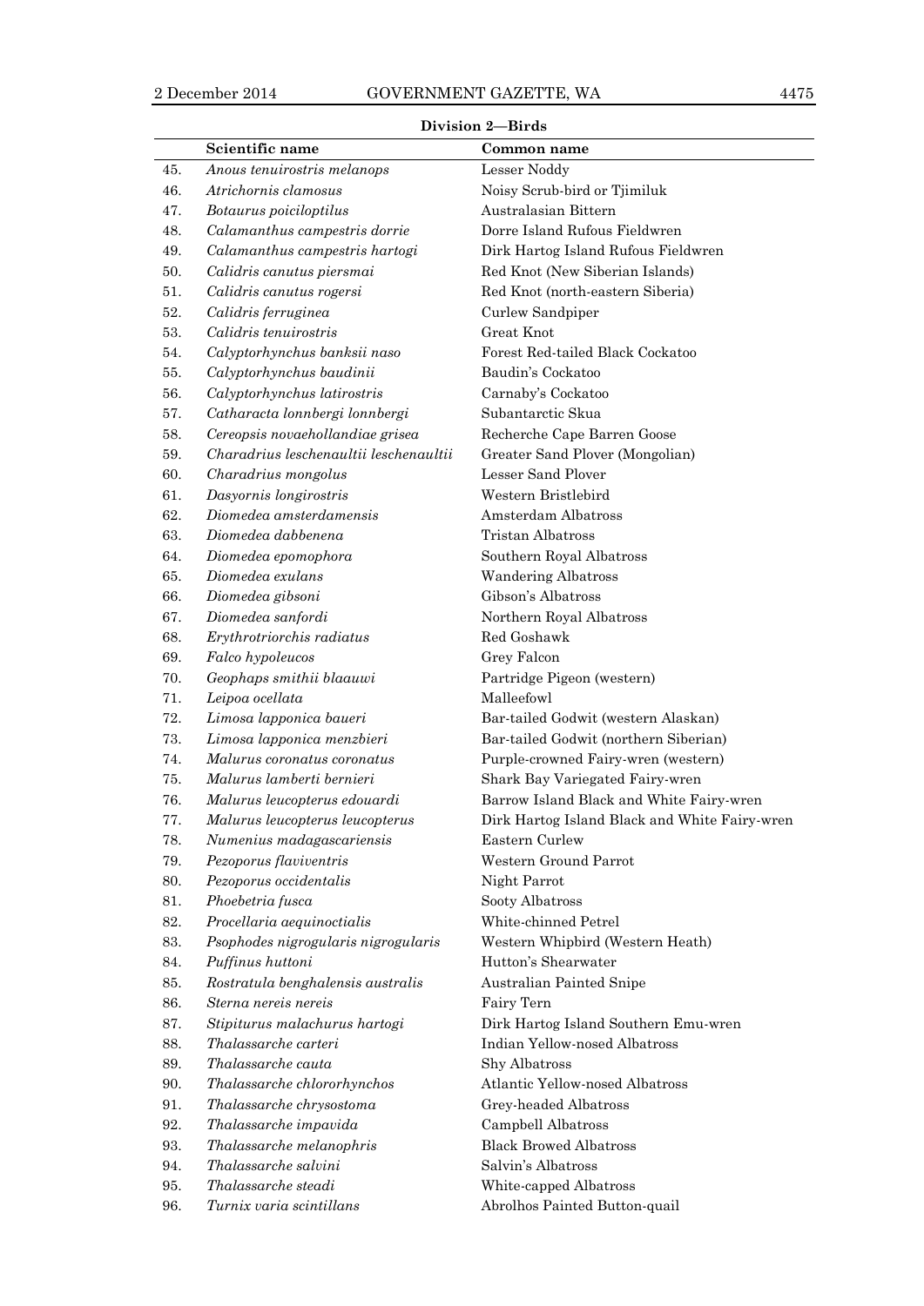**Division 2—Birds**

| | Scientific name | Common name |
|---|---|---|
| 45. | *Anous tenuirostris melanops* | Lesser Noddy |
| 46. | *Atrichornis clamosus* | Noisy Scrub-bird or Tjimiluk |
| 47. | *Botaurus poiciloptilus* | Australasian Bittern |
| 48. | *Calamanthus campestris dorrie* | Dorre Island Rufous Fieldwren |
| 49. | *Calamanthus campestris hartogi* | Dirk Hartog Island Rufous Fieldwren |
| 50. | *Calidris canutus piersmai* | Red Knot (New Siberian Islands) |
| 51. | *Calidris canutus rogersi* | Red Knot (north-eastern Siberia) |
| 52. | *Calidris ferruginea* | Curlew Sandpiper |
| 53. | *Calidris tenuirostris* | Great Knot |
| 54. | *Calyptorhynchus banksii naso* | Forest Red-tailed Black Cockatoo |
| 55. | *Calyptorhynchus baudinii* | Baudin's Cockatoo |
| 56. | *Calyptorhynchus latirostris* | Carnaby's Cockatoo |
| 57. | *Catharacta lonnbergi lonnbergi* | Subantarctic Skua |
| 58. | *Cereopsis novaehollandiae grisea* | Recherche Cape Barren Goose |
| 59. | *Charadrius leschenaultii leschenaultii* | Greater Sand Plover (Mongolian) |
| 60. | *Charadrius mongolus* | Lesser Sand Plover |
| 61. | *Dasyornis longirostris* | Western Bristlebird |
| 62. | *Diomedea amsterdamensis* | Amsterdam Albatross |
| 63. | *Diomedea dabbenena* | Tristan Albatross |
| 64. | *Diomedea epomophora* | Southern Royal Albatross |
| 65. | *Diomedea exulans* | Wandering Albatross |
| 66. | *Diomedea gibsoni* | Gibson's Albatross |
| 67. | *Diomedea sanfordi* | Northern Royal Albatross |
| 68. | *Erythrotriorchis radiatus* | Red Goshawk |
| 69. | *Falco hypoleucos* | Grey Falcon |
| 70. | *Geophaps smithii blaauwi* | Partridge Pigeon (western) |
| 71. | *Leipoa ocellata* | Malleefowl |
| 72. | *Limosa lapponica baueri* | Bar-tailed Godwit (western Alaskan) |
| 73. | *Limosa lapponica menzbieri* | Bar-tailed Godwit (northern Siberian) |
| 74. | *Malurus coronatus coronatus* | Purple-crowned Fairy-wren (western) |
| 75. | *Malurus lamberti bernieri* | Shark Bay Variegated Fairy-wren |
| 76. | *Malurus leucopterus edouardi* | Barrow Island Black and White Fairy-wren |
| 77. | *Malurus leucopterus leucopterus* | Dirk Hartog Island Black and White Fairy-wren |
| 78. | *Numenius madagascariensis* | Eastern Curlew |
| 79. | *Pezoporus flaviventris* | Western Ground Parrot |
| 80. | *Pezoporus occidentalis* | Night Parrot |
| 81. | *Phoebetria fusca* | Sooty Albatross |
| 82. | *Procellaria aequinoctialis* | White-chinned Petrel |
| 83. | *Psophodes nigrogularis nigrogularis* | Western Whipbird (Western Heath) |
| 84. | *Puffinus huttoni* | Hutton's Shearwater |
| 85. | *Rostratula benghalensis australis* | Australian Painted Snipe |
| 86. | *Sterna nereis nereis* | Fairy Tern |
| 87. | *Stipiturus malachurus hartogi* | Dirk Hartog Island Southern Emu-wren |
| 88. | *Thalassarche carteri* | Indian Yellow-nosed Albatross |
| 89. | *Thalassarche cauta* | Shy Albatross |
| 90. | *Thalassarche chlororhynchos* | Atlantic Yellow-nosed Albatross |
| 91. | *Thalassarche chrysostoma* | Grey-headed Albatross |
| 92. | *Thalassarche impavida* | Campbell Albatross |
| 93. | *Thalassarche melanophris* | Black Browed Albatross |
| 94. | *Thalassarche salvini* | Salvin's Albatross |
| 95. | *Thalassarche steadi* | White-capped Albatross |
| 96. | *Turnix varia scintillans* | Abrolhos Painted Button-quail |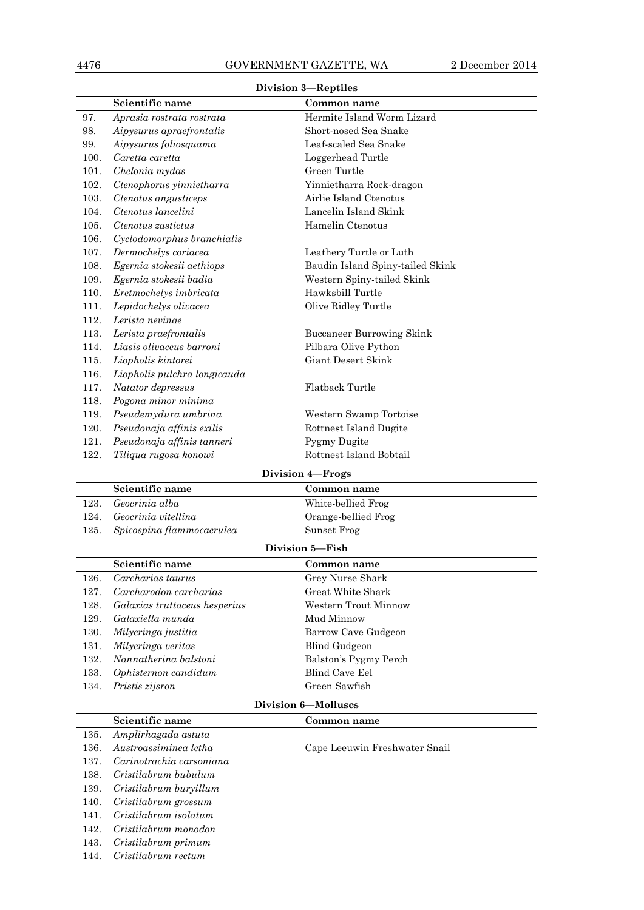**Division 3—Reptiles**

| | Scientific name | Common name |
|---|---|---|
| 97. | *Aprasia rostrata rostrata* | Hermite Island Worm Lizard |
| 98. | *Aipysurus apraefrontalis* | Short-nosed Sea Snake |
| 99. | *Aipysurus foliosquama* | Leaf-scaled Sea Snake |
| 100. | *Caretta caretta* | Loggerhead Turtle |
| 101. | *Chelonia mydas* | Green Turtle |
| 102. | *Ctenophorus yinnietharra* | Yinnietharra Rock-dragon |
| 103. | *Ctenotus angusticeps* | Airlie Island Ctenotus |
| 104. | *Ctenotus lancelini* | Lancelin Island Skink |
| 105. | *Ctenotus zastictus* | Hamelin Ctenotus |
| 106. | *Cyclodomorphus branchialis* | |
| 107. | *Dermochelys coriacea* | Leathery Turtle or Luth |
| 108. | *Egernia stokesii aethiops* | Baudin Island Spiny-tailed Skink |
| 109. | *Egernia stokesii badia* | Western Spiny-tailed Skink |
| 110. | *Eretmochelys imbricata* | Hawksbill Turtle |
| 111. | *Lepidochelys olivacea* | Olive Ridley Turtle |
| 112. | *Lerista nevinae* | |
| 113. | *Lerista praefrontalis* | Buccaneer Burrowing Skink |
| 114. | *Liasis olivaceus barroni* | Pilbara Olive Python |
| 115. | *Liopholis kintorei* | Giant Desert Skink |
| 116. | *Liopholis pulchra longicauda* | |
| 117. | *Natator depressus* | Flatback Turtle |
| 118. | *Pogona minor minima* | |
| 119. | *Pseudemydura umbrina* | Western Swamp Tortoise |
| 120. | *Pseudonaja affinis exilis* | Rottnest Island Dugite |
| 121. | *Pseudonaja affinis tanneri* | Pygmy Dugite |
| 122. | *Tiliqua rugosa konowi* | Rottnest Island Bobtail |

**Division 4—Frogs**

| | Scientific name | Common name |
|---|---|---|
| 123. | *Geocrinia alba* | White-bellied Frog |
| 124. | *Geocrinia vitellina* | Orange-bellied Frog |
| 125. | *Spicospina flammocaerulea* | Sunset Frog |

**Division 5—Fish**

| | Scientific name | Common name |
|---|---|---|
| 126. | *Carcharias taurus* | Grey Nurse Shark |
| 127. | *Carcharodon carcharias* | Great White Shark |
| 128. | *Galaxias truttaceus hesperius* | Western Trout Minnow |
| 129. | *Galaxiella munda* | Mud Minnow |
| 130. | *Milyeringa justitia* | Barrow Cave Gudgeon |
| 131. | *Milyeringa veritas* | Blind Gudgeon |
| 132. | *Nannatherina balstoni* | Balston's Pygmy Perch |
| 133. | *Ophisternon candidum* | Blind Cave Eel |
| 134. | *Pristis zijsron* | Green Sawfish |

**Division 6—Molluscs**

| | Scientific name | Common name |
|---|---|---|
| 135. | *Amplirhagada astuta* | |
| 136. | *Austroassiminea letha* | Cape Leeuwin Freshwater Snail |
| 137. | *Carinotrachia carsoniana* | |
| 138. | *Cristilabrum bubulum* | |
| 139. | *Cristilabrum buryillum* | |
| 140. | *Cristilabrum grossum* | |
| 141. | *Cristilabrum isolatum* | |
| 142. | *Cristilabrum monodon* | |
| 143. | *Cristilabrum primum* | |
| 144. | *Cristilabrum rectum* | |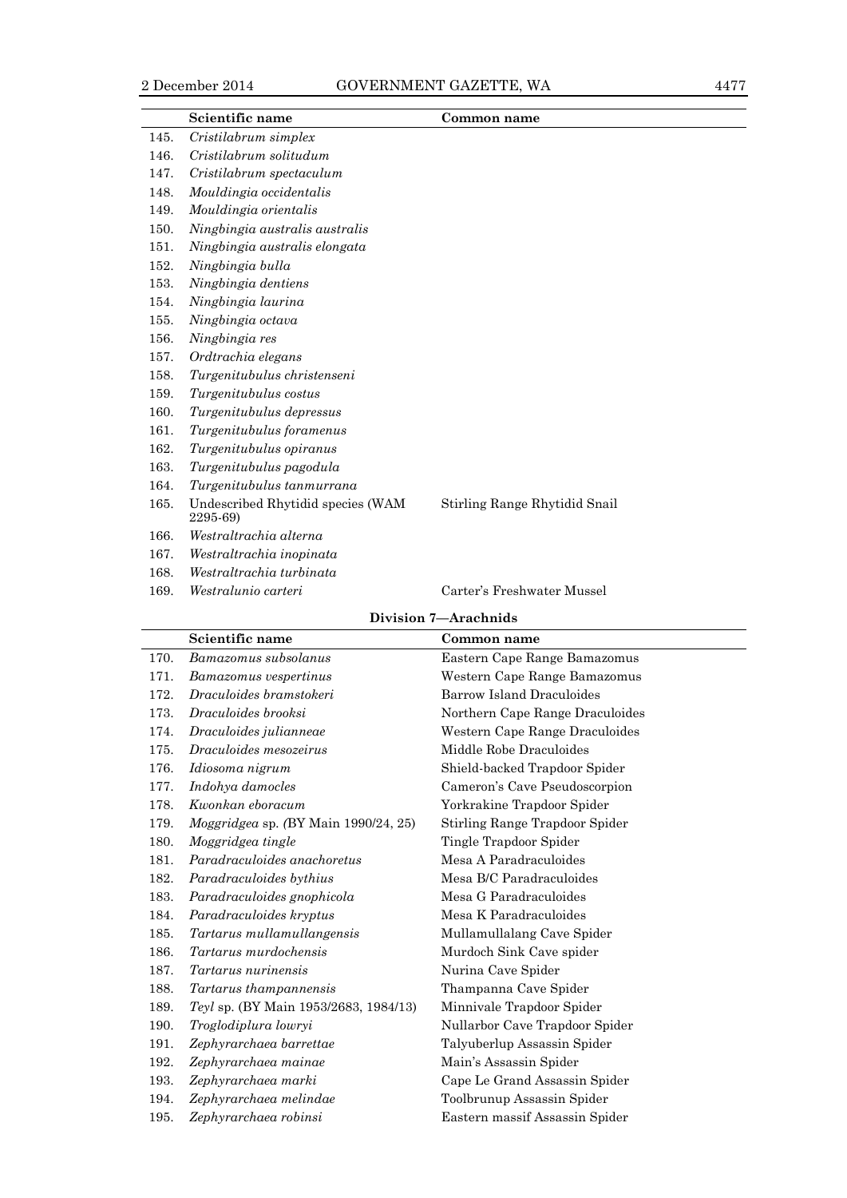| | Scientific name | Common name |
|---|---|---|
| 145. | *Cristilabrum simplex* | |
| 146. | *Cristilabrum solitudum* | |
| 147. | *Cristilabrum spectaculum* | |
| 148. | *Mouldingia occidentalis* | |
| 149. | *Mouldingia orientalis* | |
| 150. | *Ningbingia australis australis* | |
| 151. | *Ningbingia australis elongata* | |
| 152. | *Ningbingia bulla* | |
| 153. | *Ningbingia dentiens* | |
| 154. | *Ningbingia laurina* | |
| 155. | *Ningbingia octava* | |
| 156. | *Ningbingia res* | |
| 157. | *Ordtrachia elegans* | |
| 158. | *Turgenitubulus christenseni* | |
| 159. | *Turgenitubulus costus* | |
| 160. | *Turgenitubulus depressus* | |
| 161. | *Turgenitubulus foramenus* | |
| 162. | *Turgenitubulus opiranus* | |
| 163. | *Turgenitubulus pagodula* | |
| 164. | *Turgenitubulus tanmurrana* | |
| 165. | Undescribed Rhytidid species (WAM 2295-69) | Stirling Range Rhytidid Snail |
| 166. | *Westraltrachia alterna* | |
| 167. | *Westraltrachia inopinata* | |
| 168. | *Westraltrachia turbinata* | |
| 169. | *Westralunio carteri* | Carter's Freshwater Mussel |

**Division 7—Arachnids**

| | Scientific name | Common name |
|---|---|---|
| 170. | *Bamazomus subsolanus* | Eastern Cape Range Bamazomus |
| 171. | *Bamazomus vespertinus* | Western Cape Range Bamazomus |
| 172. | *Draculoides bramstokeri* | Barrow Island Draculoides |
| 173. | *Draculoides brooksi* | Northern Cape Range Draculoides |
| 174. | *Draculoides julianneae* | Western Cape Range Draculoides |
| 175. | *Draculoides mesozeirus* | Middle Robe Draculoides |
| 176. | *Idiosoma nigrum* | Shield-backed Trapdoor Spider |
| 177. | *Indohya damocles* | Cameron's Cave Pseudoscorpion |
| 178. | *Kwonkan eboracum* | Yorkrakine Trapdoor Spider |
| 179. | *Moggridgea* sp. *(*BY Main 1990/24, 25) | Stirling Range Trapdoor Spider |
| 180. | *Moggridgea tingle* | Tingle Trapdoor Spider |
| 181. | *Paradraculoides anachoretus* | Mesa A Paradraculoides |
| 182. | *Paradraculoides bythius* | Mesa B/C Paradraculoides |
| 183. | *Paradraculoides gnophicola* | Mesa G Paradraculoides |
| 184. | *Paradraculoides kryptus* | Mesa K Paradraculoides |
| 185. | *Tartarus mullamullangensis* | Mullamullalang Cave Spider |
| 186. | *Tartarus murdochensis* | Murdoch Sink Cave spider |
| 187. | *Tartarus nurinensis* | Nurina Cave Spider |
| 188. | *Tartarus thampannensis* | Thampanna Cave Spider |
| 189. | *Teyl* sp. (BY Main 1953/2683, 1984/13) | Minnivale Trapdoor Spider |
| 190. | *Troglodiplura lowryi* | Nullarbor Cave Trapdoor Spider |
| 191. | *Zephyrarchaea barrettae* | Talyuberlup Assassin Spider |
| 192. | *Zephyrarchaea mainae* | Main's Assassin Spider |
| 193. | *Zephyrarchaea marki* | Cape Le Grand Assassin Spider |
| 194. | *Zephyrarchaea melindae* | Toolbrunup Assassin Spider |
| 195. | *Zephyrarchaea robinsi* | Eastern massif Assassin Spider |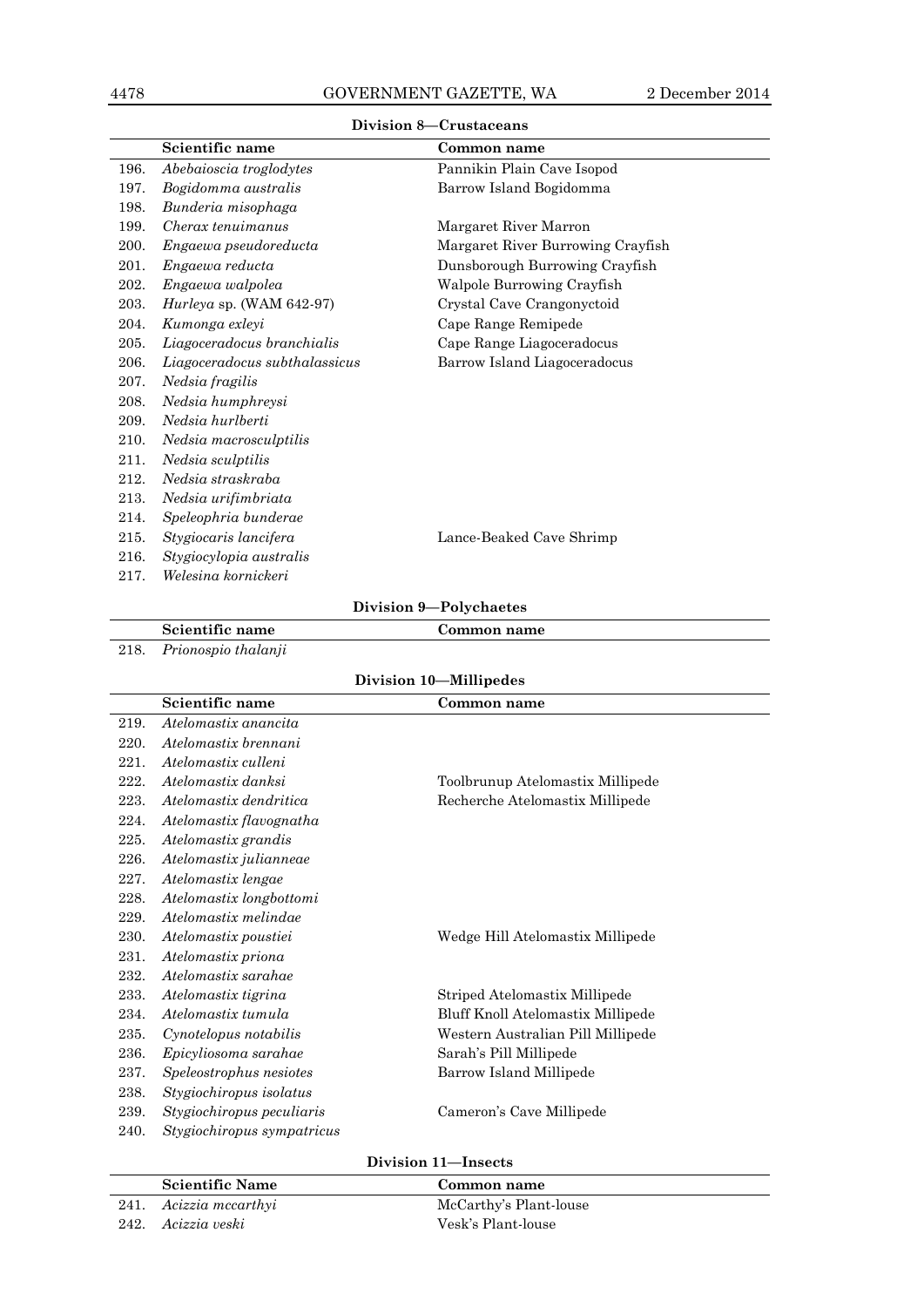### Division 8—Crustaceans

| | Scientific name | Common name |
|---|---|---|
| 196. | *Abebaioscia troglodytes* | Pannikin Plain Cave Isopod |
| 197. | *Bogidomma australis* | Barrow Island Bogidomma |
| 198. | *Bunderia misophaga* | |
| 199. | *Cherax tenuimanus* | Margaret River Marron |
| 200. | *Engaewa pseudoreducta* | Margaret River Burrowing Crayfish |
| 201. | *Engaewa reducta* | Dunsborough Burrowing Crayfish |
| 202. | *Engaewa walpolea* | Walpole Burrowing Crayfish |
| 203. | *Hurleya* sp. (WAM 642-97) | Crystal Cave Crangonyctoid |
| 204. | *Kumonga exleyi* | Cape Range Remipede |
| 205. | *Liagoceradocus branchialis* | Cape Range Liagoceradocus |
| 206. | *Liagoceradocus subthalassicus* | Barrow Island Liagoceradocus |
| 207. | *Nedsia fragilis* | |
| 208. | *Nedsia humphreysi* | |
| 209. | *Nedsia hurlberti* | |
| 210. | *Nedsia macrosculptilis* | |
| 211. | *Nedsia sculptilis* | |
| 212. | *Nedsia straskraba* | |
| 213. | *Nedsia urifimbriata* | |
| 214. | *Speleophria bunderae* | |
| 215. | *Stygiocaris lancifera* | Lance-Beaked Cave Shrimp |
| 216. | *Stygiocylopia australis* | |
| 217. | *Welesina kornickeri* | |

### Division 9—Polychaetes

| | Scientific name | Common name |
|---|---|---|
| 218. | *Prionospio thalanji* | |

### Division 10—Millipedes

| | Scientific name | Common name |
|---|---|---|
| 219. | *Atelomastix anancita* | |
| 220. | *Atelomastix brennani* | |
| 221. | *Atelomastix culleni* | |
| 222. | *Atelomastix danksi* | Toolbrunup Atelomastix Millipede |
| 223. | *Atelomastix dendritica* | Recherche Atelomastix Millipede |
| 224. | *Atelomastix flavognatha* | |
| 225. | *Atelomastix grandis* | |
| 226. | *Atelomastix julianneae* | |
| 227. | *Atelomastix lengae* | |
| 228. | *Atelomastix longbottomi* | |
| 229. | *Atelomastix melindae* | |
| 230. | *Atelomastix poustiei* | Wedge Hill Atelomastix Millipede |
| 231. | *Atelomastix priona* | |
| 232. | *Atelomastix sarahae* | |
| 233. | *Atelomastix tigrina* | Striped Atelomastix Millipede |
| 234. | *Atelomastix tumula* | Bluff Knoll Atelomastix Millipede |
| 235. | *Cynotelopus notabilis* | Western Australian Pill Millipede |
| 236. | *Epicyliosoma sarahae* | Sarah's Pill Millipede |
| 237. | *Speleostrophus nesiotes* | Barrow Island Millipede |
| 238. | *Stygiochiropus isolatus* | |
| 239. | *Stygiochiropus peculiaris* | Cameron's Cave Millipede |
| 240. | *Stygiochiropus sympatricus* | |

### Division 11—Insects

| | Scientific Name | Common name |
|---|---|---|
| 241. | *Acizzia mccarthyi* | McCarthy's Plant-louse |
| 242. | *Acizzia veski* | Vesk's Plant-louse |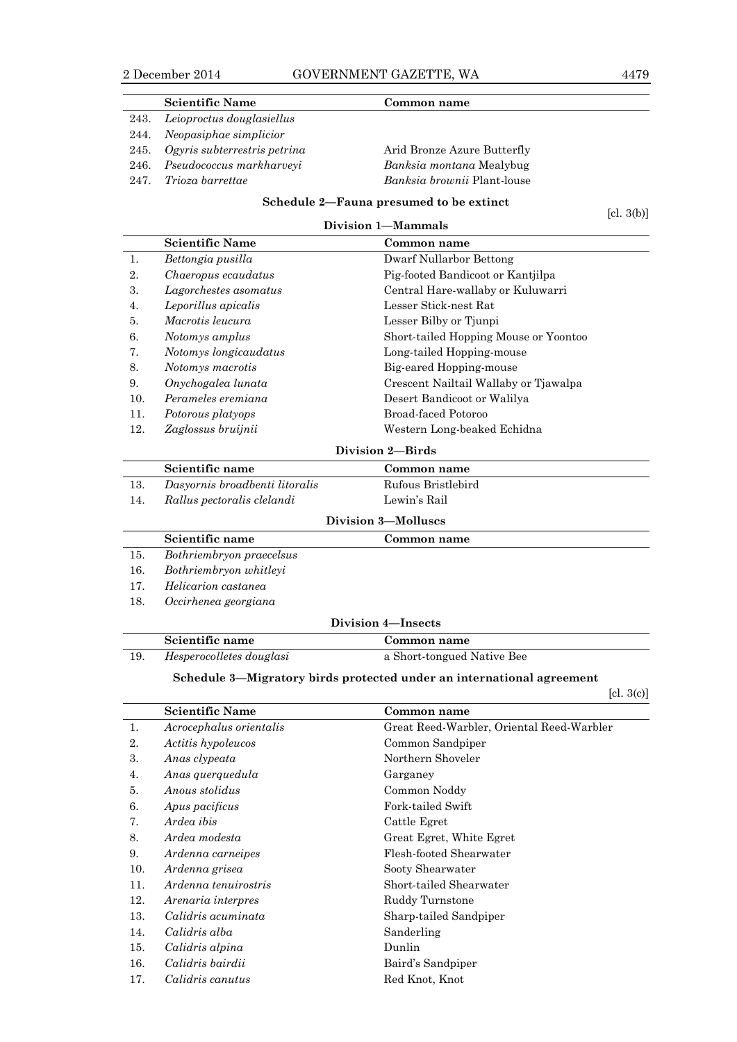| | Scientific Name | Common name |
|---|---|---|
| 243. | *Leioproctus douglasiellus* | |
| 244. | *Neopasiphae simplicior* | |
| 245. | *Ogyris subterrestris petrina* | Arid Bronze Azure Butterfly |
| 246. | *Pseudococcus markharveyi* | *Banksia montana* Mealybug |
| 247. | *Trioza barrettae* | *Banksia brownii* Plant-louse |

### Schedule 2—Fauna presumed to be extinct

[cl. 3(b)]

#### Division 1—Mammals

| | Scientific Name | Common name |
|---|---|---|
| 1. | *Bettongia pusilla* | Dwarf Nullarbor Bettong |
| 2. | *Chaeropus ecaudatus* | Pig-footed Bandicoot or Kantjilpa |
| 3. | *Lagorchestes asomatus* | Central Hare-wallaby or Kuluwarri |
| 4. | *Leporillus apicalis* | Lesser Stick-nest Rat |
| 5. | *Macrotis leucura* | Lesser Bilby or Tjunpi |
| 6. | *Notomys amplus* | Short-tailed Hopping Mouse or Yoontoo |
| 7. | *Notomys longicaudatus* | Long-tailed Hopping-mouse |
| 8. | *Notomys macrotis* | Big-eared Hopping-mouse |
| 9. | *Onychogalea lunata* | Crescent Nailtail Wallaby or Tjawalpa |
| 10. | *Perameles eremiana* | Desert Bandicoot or Walilya |
| 11. | *Potorous platyops* | Broad-faced Potoroo |
| 12. | *Zaglossus bruijnii* | Western Long-beaked Echidna |

#### Division 2—Birds

| | Scientific name | Common name |
|---|---|---|
| 13. | *Dasyornis broadbenti litoralis* | Rufous Bristlebird |
| 14. | *Rallus pectoralis clelandi* | Lewin's Rail |

#### Division 3—Molluscs

| | Scientific name | Common name |
|---|---|---|
| 15. | *Bothriembryon praecelsus* | |
| 16. | *Bothriembryon whitleyi* | |
| 17. | *Helicarion castanea* | |
| 18. | *Occirhenea georgiana* | |

#### Division 4—Insects

| | Scientific name | Common name |
|---|---|---|
| 19. | *Hesperocolletes douglasi* | a Short-tongued Native Bee |

### Schedule 3—Migratory birds protected under an international agreement

[cl. 3(c)]

| | Scientific Name | Common name |
|---|---|---|
| 1. | *Acrocephalus orientalis* | Great Reed-Warbler, Oriental Reed-Warbler |
| 2. | *Actitis hypoleucos* | Common Sandpiper |
| 3. | *Anas clypeata* | Northern Shoveler |
| 4. | *Anas querquedula* | Garganey |
| 5. | *Anous stolidus* | Common Noddy |
| 6. | *Apus pacificus* | Fork-tailed Swift |
| 7. | *Ardea ibis* | Cattle Egret |
| 8. | *Ardea modesta* | Great Egret, White Egret |
| 9. | *Ardenna carneipes* | Flesh-footed Shearwater |
| 10. | *Ardenna grisea* | Sooty Shearwater |
| 11. | *Ardenna tenuirostris* | Short-tailed Shearwater |
| 12. | *Arenaria interpres* | Ruddy Turnstone |
| 13. | *Calidris acuminata* | Sharp-tailed Sandpiper |
| 14. | *Calidris alba* | Sanderling |
| 15. | *Calidris alpina* | Dunlin |
| 16. | *Calidris bairdii* | Baird's Sandpiper |
| 17. | *Calidris canutus* | Red Knot, Knot |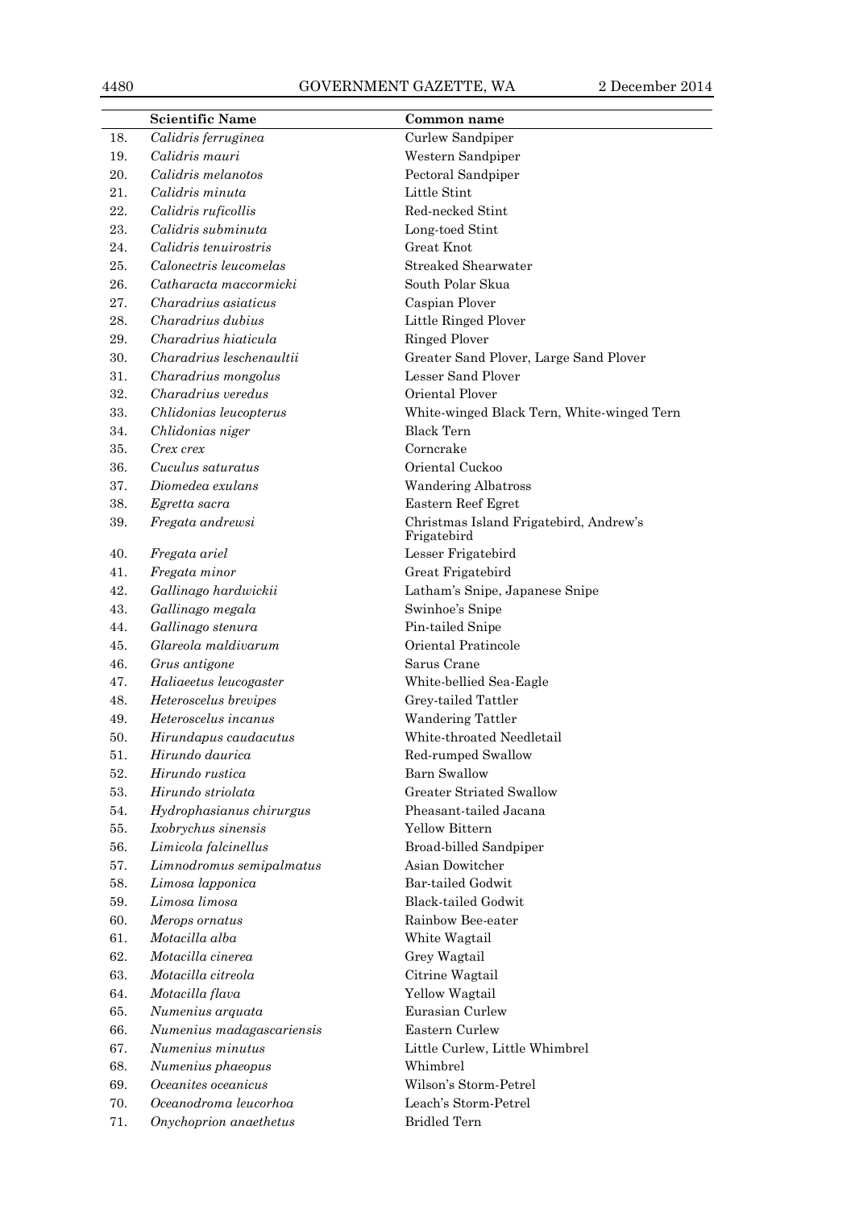|  | Scientific Name | Common name |
|---|---|---|
| 18. | *Calidris ferruginea* | Curlew Sandpiper |
| 19. | *Calidris mauri* | Western Sandpiper |
| 20. | *Calidris melanotos* | Pectoral Sandpiper |
| 21. | *Calidris minuta* | Little Stint |
| 22. | *Calidris ruficollis* | Red-necked Stint |
| 23. | *Calidris subminuta* | Long-toed Stint |
| 24. | *Calidris tenuirostris* | Great Knot |
| 25. | *Calonectris leucomelas* | Streaked Shearwater |
| 26. | *Catharacta maccormicki* | South Polar Skua |
| 27. | *Charadrius asiaticus* | Caspian Plover |
| 28. | *Charadrius dubius* | Little Ringed Plover |
| 29. | *Charadrius hiaticula* | Ringed Plover |
| 30. | *Charadrius leschenaultii* | Greater Sand Plover, Large Sand Plover |
| 31. | *Charadrius mongolus* | Lesser Sand Plover |
| 32. | *Charadrius veredus* | Oriental Plover |
| 33. | *Chlidonias leucopterus* | White-winged Black Tern, White-winged Tern |
| 34. | *Chlidonias niger* | Black Tern |
| 35. | *Crex crex* | Corncrake |
| 36. | *Cuculus saturatus* | Oriental Cuckoo |
| 37. | *Diomedea exulans* | Wandering Albatross |
| 38. | *Egretta sacra* | Eastern Reef Egret |
| 39. | *Fregata andrewsi* | Christmas Island Frigatebird, Andrew's Frigatebird |
| 40. | *Fregata ariel* | Lesser Frigatebird |
| 41. | *Fregata minor* | Great Frigatebird |
| 42. | *Gallinago hardwickii* | Latham's Snipe, Japanese Snipe |
| 43. | *Gallinago megala* | Swinhoe's Snipe |
| 44. | *Gallinago stenura* | Pin-tailed Snipe |
| 45. | *Glareola maldivarum* | Oriental Pratincole |
| 46. | *Grus antigone* | Sarus Crane |
| 47. | *Haliaeetus leucogaster* | White-bellied Sea-Eagle |
| 48. | *Heteroscelus brevipes* | Grey-tailed Tattler |
| 49. | *Heteroscelus incanus* | Wandering Tattler |
| 50. | *Hirundapus caudacutus* | White-throated Needletail |
| 51. | *Hirundo daurica* | Red-rumped Swallow |
| 52. | *Hirundo rustica* | Barn Swallow |
| 53. | *Hirundo striolata* | Greater Striated Swallow |
| 54. | *Hydrophasianus chirurgus* | Pheasant-tailed Jacana |
| 55. | *Ixobrychus sinensis* | Yellow Bittern |
| 56. | *Limicola falcinellus* | Broad-billed Sandpiper |
| 57. | *Limnodromus semipalmatus* | Asian Dowitcher |
| 58. | *Limosa lapponica* | Bar-tailed Godwit |
| 59. | *Limosa limosa* | Black-tailed Godwit |
| 60. | *Merops ornatus* | Rainbow Bee-eater |
| 61. | *Motacilla alba* | White Wagtail |
| 62. | *Motacilla cinerea* | Grey Wagtail |
| 63. | *Motacilla citreola* | Citrine Wagtail |
| 64. | *Motacilla flava* | Yellow Wagtail |
| 65. | *Numenius arquata* | Eurasian Curlew |
| 66. | *Numenius madagascariensis* | Eastern Curlew |
| 67. | *Numenius minutus* | Little Curlew, Little Whimbrel |
| 68. | *Numenius phaeopus* | Whimbrel |
| 69. | *Oceanites oceanicus* | Wilson's Storm-Petrel |
| 70. | *Oceanodroma leucorhoa* | Leach's Storm-Petrel |
| 71. | *Onychoprion anaethetus* | Bridled Tern |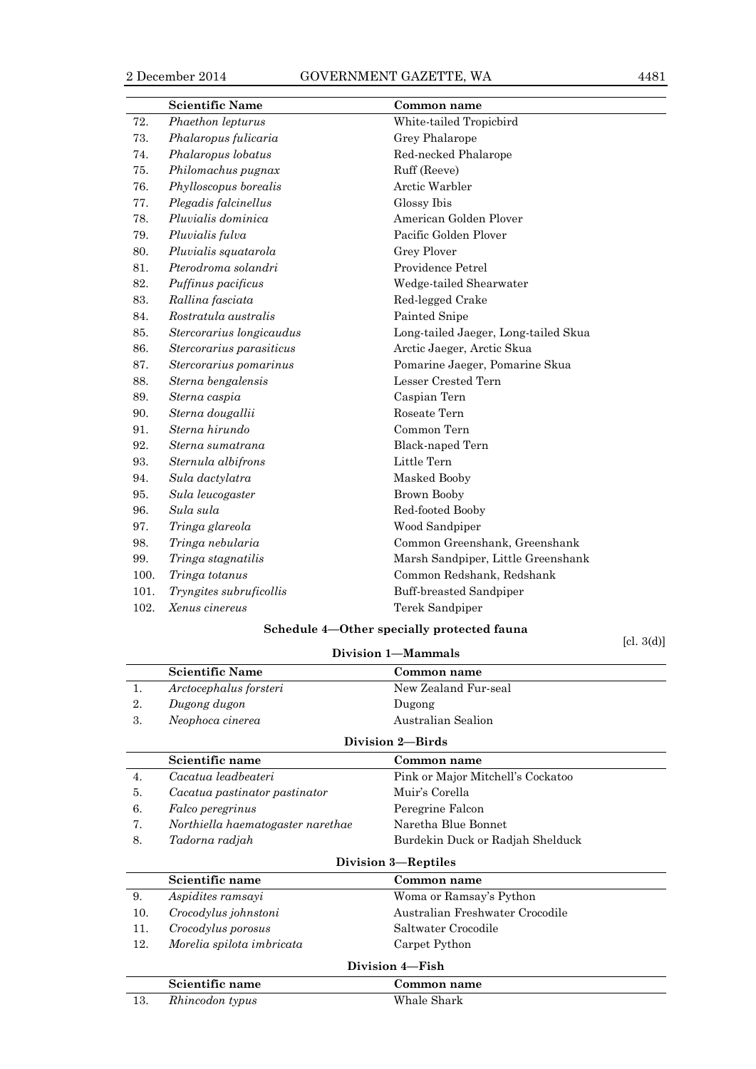|  | Scientific Name | Common name |
| --- | --- | --- |
| 72. | *Phaethon lepturus* | White-tailed Tropicbird |
| 73. | *Phalaropus fulicaria* | Grey Phalarope |
| 74. | *Phalaropus lobatus* | Red-necked Phalarope |
| 75. | *Philomachus pugnax* | Ruff (Reeve) |
| 76. | *Phylloscopus borealis* | Arctic Warbler |
| 77. | *Plegadis falcinellus* | Glossy Ibis |
| 78. | *Pluvialis dominica* | American Golden Plover |
| 79. | *Pluvialis fulva* | Pacific Golden Plover |
| 80. | *Pluvialis squatarola* | Grey Plover |
| 81. | *Pterodroma solandri* | Providence Petrel |
| 82. | *Puffinus pacificus* | Wedge-tailed Shearwater |
| 83. | *Rallina fasciata* | Red-legged Crake |
| 84. | *Rostratula australis* | Painted Snipe |
| 85. | *Stercorarius longicaudus* | Long-tailed Jaeger, Long-tailed Skua |
| 86. | *Stercorarius parasiticus* | Arctic Jaeger, Arctic Skua |
| 87. | *Stercorarius pomarinus* | Pomarine Jaeger, Pomarine Skua |
| 88. | *Sterna bengalensis* | Lesser Crested Tern |
| 89. | *Sterna caspia* | Caspian Tern |
| 90. | *Sterna dougallii* | Roseate Tern |
| 91. | *Sterna hirundo* | Common Tern |
| 92. | *Sterna sumatrana* | Black-naped Tern |
| 93. | *Sternula albifrons* | Little Tern |
| 94. | *Sula dactylatra* | Masked Booby |
| 95. | *Sula leucogaster* | Brown Booby |
| 96. | *Sula sula* | Red-footed Booby |
| 97. | *Tringa glareola* | Wood Sandpiper |
| 98. | *Tringa nebularia* | Common Greenshank, Greenshank |
| 99. | *Tringa stagnatilis* | Marsh Sandpiper, Little Greenshank |
| 100. | *Tringa totanus* | Common Redshank, Redshank |
| 101. | *Tryngites subruficollis* | Buff-breasted Sandpiper |
| 102. | *Xenus cinereus* | Terek Sandpiper |

## Schedule 4—Other specially protected fauna

[cl. 3(d)]

### Division 1—Mammals

|  | Scientific Name | Common name |
| --- | --- | --- |
| 1. | *Arctocephalus forsteri* | New Zealand Fur-seal |
| 2. | *Dugong dugon* | Dugong |
| 3. | *Neophoca cinerea* | Australian Sealion |

### Division 2—Birds

|  | Scientific name | Common name |
| --- | --- | --- |
| 4. | *Cacatua leadbeateri* | Pink or Major Mitchell's Cockatoo |
| 5. | *Cacatua pastinator pastinator* | Muir's Corella |
| 6. | *Falco peregrinus* | Peregrine Falcon |
| 7. | *Northiella haematogaster narethae* | Naretha Blue Bonnet |
| 8. | *Tadorna radjah* | Burdekin Duck or Radjah Shelduck |

### Division 3—Reptiles

|  | Scientific name | Common name |
| --- | --- | --- |
| 9. | *Aspidites ramsayi* | Woma or Ramsay's Python |
| 10. | *Crocodylus johnstoni* | Australian Freshwater Crocodile |
| 11. | *Crocodylus porosus* | Saltwater Crocodile |
| 12. | *Morelia spilota imbricata* | Carpet Python |

### Division 4—Fish

|  | Scientific name | Common name |
| --- | --- | --- |
| 13. | *Rhincodon typus* | Whale Shark |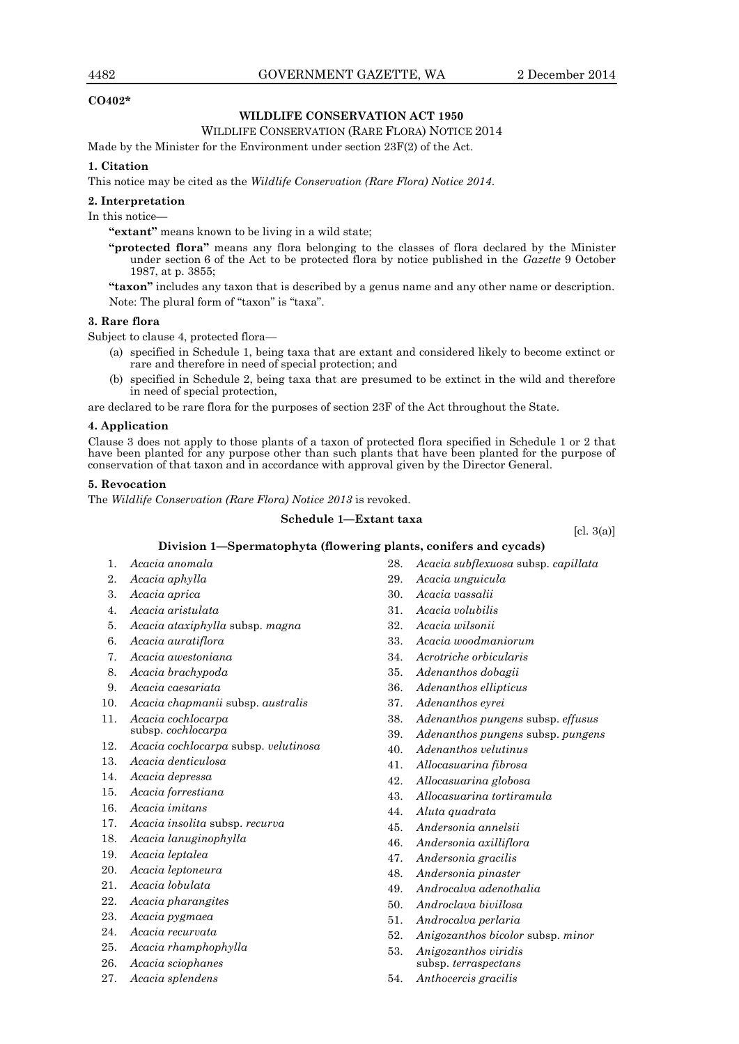**CO402***

## WILDLIFE CONSERVATION ACT 1950

WILDLIFE CONSERVATION (RARE FLORA) NOTICE 2014

Made by the Minister for the Environment under section 23F(2) of the Act.

### 1. Citation

This notice may be cited as the *Wildlife Conservation (Rare Flora) Notice 2014*.

### 2. Interpretation

In this notice—

**"extant"** means known to be living in a wild state;

**"protected flora"** means any flora belonging to the classes of flora declared by the Minister under section 6 of the Act to be protected flora by notice published in the *Gazette* 9 October 1987, at p. 3855;

**"taxon"** includes any taxon that is described by a genus name and any other name or description.

Note: The plural form of "taxon" is "taxa".

### 3. Rare flora

Subject to clause 4, protected flora—

(a) specified in Schedule 1, being taxa that are extant and considered likely to become extinct or rare and therefore in need of special protection; and

(b) specified in Schedule 2, being taxa that are presumed to be extinct in the wild and therefore in need of special protection,

are declared to be rare flora for the purposes of section 23F of the Act throughout the State.

### 4. Application

Clause 3 does not apply to those plants of a taxon of protected flora specified in Schedule 1 or 2 that have been planted for any purpose other than such plants that have been planted for the purpose of conservation of that taxon and in accordance with approval given by the Director General.

### 5. Revocation

The *Wildlife Conservation (Rare Flora) Notice 2013* is revoked.

### Schedule 1—Extant taxa

[cl. 3(a)]

#### Division 1—Spermatophyta (flowering plants, conifers and cycads)

1. *Acacia anomala*
2. *Acacia aphylla*
3. *Acacia aprica*
4. *Acacia aristulata*
5. *Acacia ataxiphylla* subsp. *magna*
6. *Acacia auratiflora*
7. *Acacia awestoniana*
8. *Acacia brachypoda*
9. *Acacia caesariata*
10. *Acacia chapmanii* subsp. *australis*
11. *Acacia cochlocarpa* subsp. *cochlocarpa*
12. *Acacia cochlocarpa* subsp. *velutinosa*
13. *Acacia denticulosa*
14. *Acacia depressa*
15. *Acacia forrestiana*
16. *Acacia imitans*
17. *Acacia insolita* subsp. *recurva*
18. *Acacia lanuginophylla*
19. *Acacia leptalea*
20. *Acacia leptoneura*
21. *Acacia lobulata*
22. *Acacia pharangites*
23. *Acacia pygmaea*
24. *Acacia recurvata*
25. *Acacia rhamphophylla*
26. *Acacia sciophanes*
27. *Acacia splendens*
28. *Acacia subflexuosa* subsp. *capillata*
29. *Acacia unguicula*
30. *Acacia vassalii*
31. *Acacia volubilis*
32. *Acacia wilsonii*
33. *Acacia woodmaniorum*
34. *Acrotriche orbicularis*
35. *Adenanthos dobagii*
36. *Adenanthos ellipticus*
37. *Adenanthos eyrei*
38. *Adenanthos pungens* subsp. *effusus*
39. *Adenanthos pungens* subsp. *pungens*
40. *Adenanthos velutinus*
41. *Allocasuarina fibrosa*
42. *Allocasuarina globosa*
43. *Allocasuarina tortiramula*
44. *Aluta quadrata*
45. *Andersonia annelsii*
46. *Andersonia axilliflora*
47. *Andersonia gracilis*
48. *Andersonia pinaster*
49. *Androcalva adenothalia*
50. *Androclava bivillosa*
51. *Androcalva perlaria*
52. *Anigozanthos bicolor* subsp. *minor*
53. *Anigozanthos viridis* subsp. *terraspectans*
54. *Anthocercis gracilis*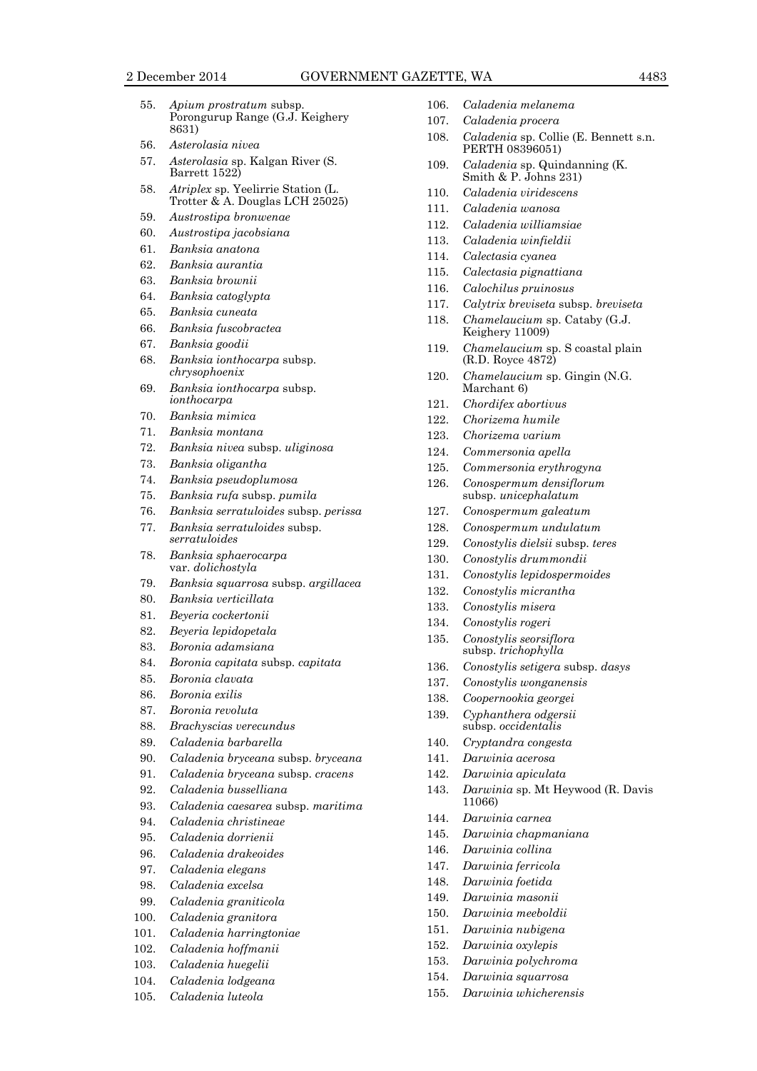55. *Apium prostratum* subsp. Porongurup Range (G.J. Keighery 8631)
56. *Asterolasia nivea*
57. *Asterolasia* sp. Kalgan River (S. Barrett 1522)
58. *Atriplex* sp. Yeelirrie Station (L. Trotter & A. Douglas LCH 25025)
59. *Austrostipa bronwenae*
60. *Austrostipa jacobsiana*
61. *Banksia anatona*
62. *Banksia aurantia*
63. *Banksia brownii*
64. *Banksia catoglypta*
65. *Banksia cuneata*
66. *Banksia fuscobractea*
67. *Banksia goodii*
68. *Banksia ionthocarpa* subsp. *chrysophoenix*
69. *Banksia ionthocarpa* subsp. *ionthocarpa*
70. *Banksia mimica*
71. *Banksia montana*
72. *Banksia nivea* subsp. *uliginosa*
73. *Banksia oligantha*
74. *Banksia pseudoplumosa*
75. *Banksia rufa* subsp. *pumila*
76. *Banksia serratuloides* subsp. *perissa*
77. *Banksia serratuloides* subsp. *serratuloides*
78. *Banksia sphaerocarpa* var. *dolichostyla*
79. *Banksia squarrosa* subsp. *argillacea*
80. *Banksia verticillata*
81. *Beyeria cockertonii*
82. *Beyeria lepidopetala*
83. *Boronia adamsiana*
84. *Boronia capitata* subsp. *capitata*
85. *Boronia clavata*
86. *Boronia exilis*
87. *Boronia revoluta*
88. *Brachyscias verecundus*
89. *Caladenia barbarella*
90. *Caladenia bryceana* subsp. *bryceana*
91. *Caladenia bryceana* subsp. *cracens*
92. *Caladenia busselliana*
93. *Caladenia caesarea* subsp. *maritima*
94. *Caladenia christineae*
95. *Caladenia dorrienii*
96. *Caladenia drakeoides*
97. *Caladenia elegans*
98. *Caladenia excelsa*
99. *Caladenia graniticola*
100. *Caladenia granitora*
101. *Caladenia harringtoniae*
102. *Caladenia hoffmanii*
103. *Caladenia huegelii*
104. *Caladenia lodgeana*
105. *Caladenia luteola*
106. *Caladenia melanema*
107. *Caladenia procera*
108. *Caladenia* sp. Collie (E. Bennett s.n. PERTH 08396051)
109. *Caladenia* sp. Quindanning (K. Smith & P. Johns 231)
110. *Caladenia viridescens*
111. *Caladenia wanosa*
112. *Caladenia williamsiae*
113. *Caladenia winfieldii*
114. *Calectasia cyanea*
115. *Calectasia pignattiana*
116. *Calochilus pruinosus*
117. *Calytrix breviseta* subsp. *breviseta*
118. *Chamelaucium* sp. Cataby (G.J. Keighery 11009)
119. *Chamelaucium* sp. S coastal plain (R.D. Royce 4872)
120. *Chamelaucium* sp. Gingin (N.G. Marchant 6)
121. *Chordifex abortivus*
122. *Chorizema humile*
123. *Chorizema varium*
124. *Commersonia apella*
125. *Commersonia erythrogyna*
126. *Conospermum densiflorum* subsp. *unicephalatum*
127. *Conospermum galeatum*
128. *Conospermum undulatum*
129. *Conostylis dielsii* subsp. *teres*
130. *Conostylis drummondii*
131. *Conostylis lepidospermoides*
132. *Conostylis micrantha*
133. *Conostylis misera*
134. *Conostylis rogeri*
135. *Conostylis seorsiflora* subsp. *trichophylla*
136. *Conostylis setigera* subsp. *dasys*
137. *Conostylis wonganensis*
138. *Coopernookia georgei*
139. *Cyphanthera odgersii* subsp. *occidentalis*
140. *Cryptandra congesta*
141. *Darwinia acerosa*
142. *Darwinia apiculata*
143. *Darwinia* sp. Mt Heywood (R. Davis 11066)
144. *Darwinia carnea*
145. *Darwinia chapmaniana*
146. *Darwinia collina*
147. *Darwinia ferricola*
148. *Darwinia foetida*
149. *Darwinia masonii*
150. *Darwinia meeboldii*
151. *Darwinia nubigena*
152. *Darwinia oxylepis*
153. *Darwinia polychroma*
154. *Darwinia squarrosa*
155. *Darwinia whicherensis*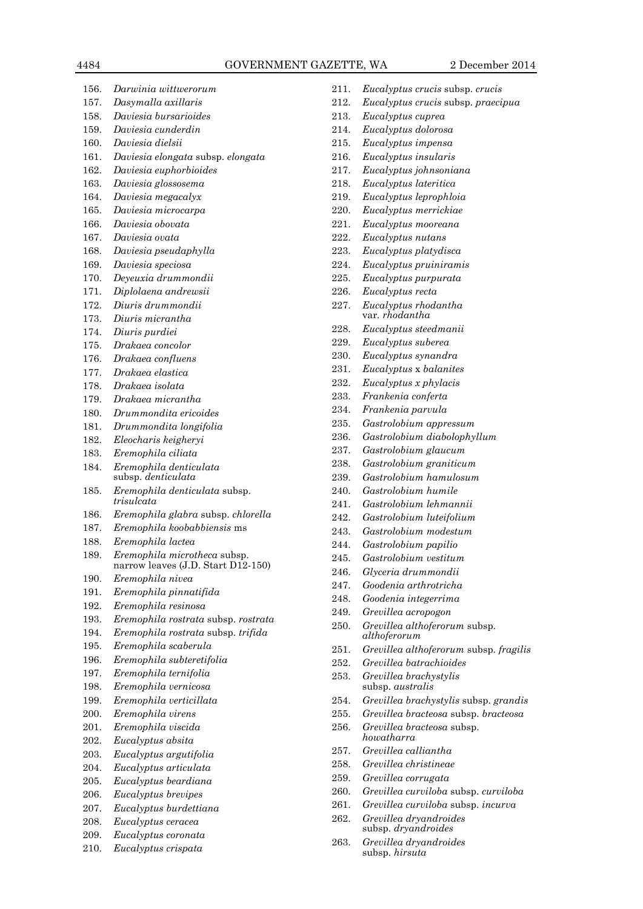156. *Darwinia wittwerorum*
157. *Dasymalla axillaris*
158. *Daviesia bursarioides*
159. *Daviesia cunderdin*
160. *Daviesia dielsii*
161. *Daviesia elongata* subsp. *elongata*
162. *Daviesia euphorbioides*
163. *Daviesia glossosema*
164. *Daviesia megacalyx*
165. *Daviesia microcarpa*
166. *Daviesia obovata*
167. *Daviesia ovata*
168. *Daviesia pseudaphylla*
169. *Daviesia speciosa*
170. *Deyeuxia drummondii*
171. *Diplolaena andrewsii*
172. *Diuris drummondii*
173. *Diuris micrantha*
174. *Diuris purdiei*
175. *Drakaea concolor*
176. *Drakaea confluens*
177. *Drakaea elastica*
178. *Drakaea isolata*
179. *Drakaea micrantha*
180. *Drummondita ericoides*
181. *Drummondita longifolia*
182. *Eleocharis keigheryi*
183. *Eremophila ciliata*
184. *Eremophila denticulata* subsp. *denticulata*
185. *Eremophila denticulata* subsp. *trisulcata*
186. *Eremophila glabra* subsp. *chlorella*
187. *Eremophila koobabbiensis* ms
188. *Eremophila lactea*
189. *Eremophila microtheca* subsp. narrow leaves (J.D. Start D12-150)
190. *Eremophila nivea*
191. *Eremophila pinnatifida*
192. *Eremophila resinosa*
193. *Eremophila rostrata* subsp. *rostrata*
194. *Eremophila rostrata* subsp. *trifida*
195. *Eremophila scaberula*
196. *Eremophila subteretifolia*
197. *Eremophila ternifolia*
198. *Eremophila vernicosa*
199. *Eremophila verticillata*
200. *Eremophila virens*
201. *Eremophila viscida*
202. *Eucalyptus absita*
203. *Eucalyptus argutifolia*
204. *Eucalyptus articulata*
205. *Eucalyptus beardiana*
206. *Eucalyptus brevipes*
207. *Eucalyptus burdettiana*
208. *Eucalyptus ceracea*
209. *Eucalyptus coronata*
210. *Eucalyptus crispata*
211. *Eucalyptus crucis* subsp. *crucis*
212. *Eucalyptus crucis* subsp. *praecipua*
213. *Eucalyptus cuprea*
214. *Eucalyptus dolorosa*
215. *Eucalyptus impensa*
216. *Eucalyptus insularis*
217. *Eucalyptus johnsoniana*
218. *Eucalyptus lateritica*
219. *Eucalyptus leprophloia*
220. *Eucalyptus merrickiae*
221. *Eucalyptus mooreana*
222. *Eucalyptus nutans*
223. *Eucalyptus platydisca*
224. *Eucalyptus pruiniramis*
225. *Eucalyptus purpurata*
226. *Eucalyptus recta*
227. *Eucalyptus rhodantha* var. *rhodantha*
228. *Eucalyptus steedmanii*
229. *Eucalyptus suberea*
230. *Eucalyptus synandra*
231. *Eucalyptus* x *balanites*
232. *Eucalyptus x phylacis*
233. *Frankenia conferta*
234. *Frankenia parvula*
235. *Gastrolobium appressum*
236. *Gastrolobium diabolophyllum*
237. *Gastrolobium glaucum*
238. *Gastrolobium graniticum*
239. *Gastrolobium hamulosum*
240. *Gastrolobium humile*
241. *Gastrolobium lehmannii*
242. *Gastrolobium luteifolium*
243. *Gastrolobium modestum*
244. *Gastrolobium papilio*
245. *Gastrolobium vestitum*
246. *Glyceria drummondii*
247. *Goodenia arthrotricha*
248. *Goodenia integerrima*
249. *Grevillea acropogon*
250. *Grevillea althoferorum* subsp. *althoferorum*
251. *Grevillea althoferorum* subsp. *fragilis*
252. *Grevillea batrachioides*
253. *Grevillea brachystylis* subsp. *australis*
254. *Grevillea brachystylis* subsp. *grandis*
255. *Grevillea bracteosa* subsp. *bracteosa*
256. *Grevillea bracteosa* subsp. *howatharra*
257. *Grevillea calliantha*
258. *Grevillea christineae*
259. *Grevillea corrugata*
260. *Grevillea curviloba* subsp. *curviloba*
261. *Grevillea curviloba* subsp. *incurva*
262. *Grevillea dryandroides* subsp. *dryandroides*
263. *Grevillea dryandroides* subsp. *hirsuta*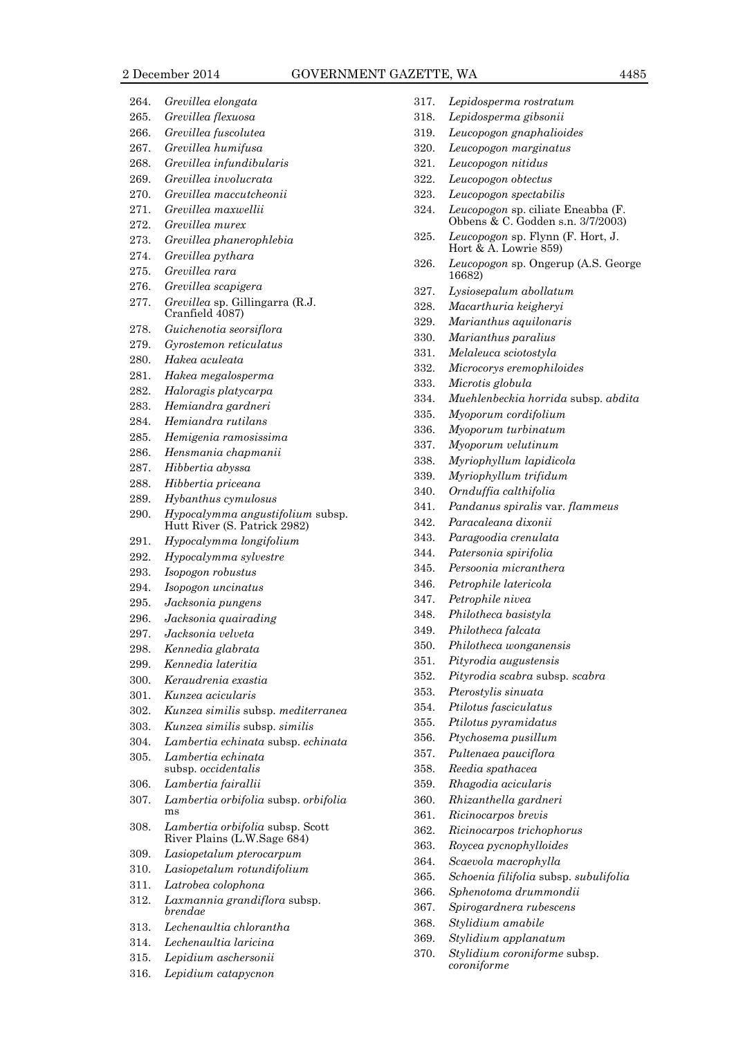264. *Grevillea elongata*
265. *Grevillea flexuosa*
266. *Grevillea fuscolutea*
267. *Grevillea humifusa*
268. *Grevillea infundibularis*
269. *Grevillea involucrata*
270. *Grevillea maccutcheonii*
271. *Grevillea maxwellii*
272. *Grevillea murex*
273. *Grevillea phanerophlebia*
274. *Grevillea pythara*
275. *Grevillea rara*
276. *Grevillea scapigera*
277. *Grevillea* sp. Gillingarra (R.J. Cranfield 4087)
278. *Guichenotia seorsiflora*
279. *Gyrostemon reticulatus*
280. *Hakea aculeata*
281. *Hakea megalosperma*
282. *Haloragis platycarpa*
283. *Hemiandra gardneri*
284. *Hemiandra rutilans*
285. *Hemigenia ramosissima*
286. *Hensmania chapmanii*
287. *Hibbertia abyssa*
288. *Hibbertia priceana*
289. *Hybanthus cymulosus*
290. *Hypocalymma angustifolium* subsp. Hutt River (S. Patrick 2982)
291. *Hypocalymma longifolium*
292. *Hypocalymma sylvestre*
293. *Isopogon robustus*
294. *Isopogon uncinatus*
295. *Jacksonia pungens*
296. *Jacksonia quairading*
297. *Jacksonia velveta*
298. *Kennedia glabrata*
299. *Kennedia lateritia*
300. *Keraudrenia exastia*
301. *Kunzea acicularis*
302. *Kunzea similis* subsp. *mediterranea*
303. *Kunzea similis* subsp. *similis*
304. *Lambertia echinata* subsp. *echinata*
305. *Lambertia echinata* subsp. *occidentalis*
306. *Lambertia fairallii*
307. *Lambertia orbifolia* subsp. *orbifolia* ms
308. *Lambertia orbifolia* subsp. Scott River Plains (L.W.Sage 684)
309. *Lasiopetalum pterocarpum*
310. *Lasiopetalum rotundifolium*
311. *Latrobea colophona*
312. *Laxmannia grandiflora* subsp. *brendae*
313. *Lechenaultia chlorantha*
314. *Lechenaultia laricina*
315. *Lepidium aschersonii*
316. *Lepidium catapycnon*
317. *Lepidosperma rostratum*
318. *Lepidosperma gibsonii*
319. *Leucopogon gnaphalioides*
320. *Leucopogon marginatus*
321. *Leucopogon nitidus*
322. *Leucopogon obtectus*
323. *Leucopogon spectabilis*
324. *Leucopogon* sp. ciliate Eneabba (F. Obbens & C. Godden s.n. 3/7/2003)
325. *Leucopogon* sp. Flynn (F. Hort, J. Hort & A. Lowrie 859)
326. *Leucopogon* sp. Ongerup (A.S. George 16682)
327. *Lysiosepalum abollatum*
328. *Macarthuria keigheryi*
329. *Marianthus aquilonaris*
330. *Marianthus paralius*
331. *Melaleuca sciotostyla*
332. *Microcorys eremophiloides*
333. *Microtis globula*
334. *Muehlenbeckia horrida* subsp. *abdita*
335. *Myoporum cordifolium*
336. *Myoporum turbinatum*
337. *Myoporum velutinum*
338. *Myriophyllum lapidicola*
339. *Myriophyllum trifidum*
340. *Ornduffia calthifolia*
341. *Pandanus spiralis* var. *flammeus*
342. *Paracaleana dixonii*
343. *Paragoodia crenulata*
344. *Patersonia spirifolia*
345. *Persoonia micranthera*
346. *Petrophile latericola*
347. *Petrophile nivea*
348. *Philotheca basistyla*
349. *Philotheca falcata*
350. *Philotheca wonganensis*
351. *Pityrodia augustensis*
352. *Pityrodia scabra* subsp. *scabra*
353. *Pterostylis sinuata*
354. *Ptilotus fasciculatus*
355. *Ptilotus pyramidatus*
356. *Ptychosema pusillum*
357. *Pultenaea pauciflora*
358. *Reedia spathacea*
359. *Rhagodia acicularis*
360. *Rhizanthella gardneri*
361. *Ricinocarpos brevis*
362. *Ricinocarpos trichophorus*
363. *Roycea pycnophylloides*
364. *Scaevola macrophylla*
365. *Schoenia filifolia* subsp. *subulifolia*
366. *Sphenotoma drummondii*
367. *Spirogardnera rubescens*
368. *Stylidium amabile*
369. *Stylidium applanatum*
370. *Stylidium coroniforme* subsp. *coroniforme*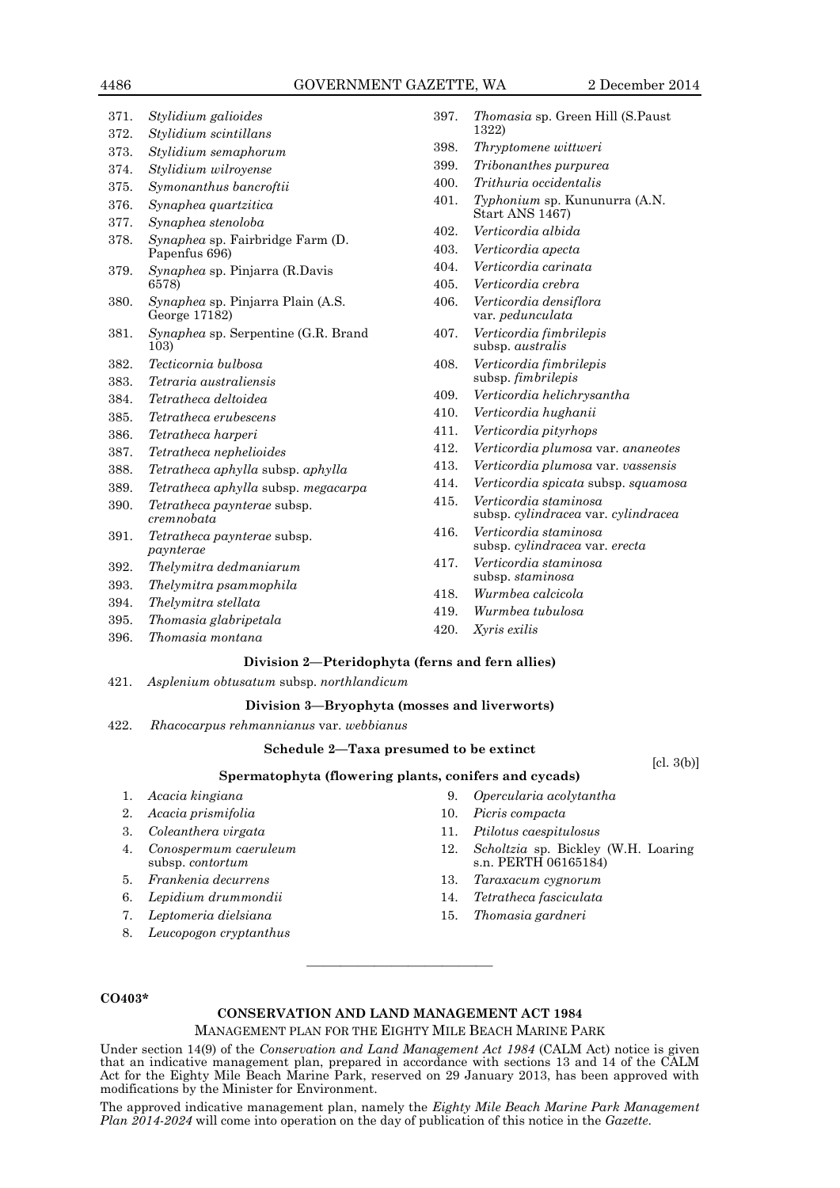371. *Stylidium galioides*
372. *Stylidium scintillans*
373. *Stylidium semaphorum*
374. *Stylidium wilroyense*
375. *Symonanthus bancroftii*
376. *Synaphea quartzitica*
377. *Synaphea stenoloba*
378. *Synaphea* sp. Fairbridge Farm (D. Papenfus 696)
379. *Synaphea* sp. Pinjarra (R.Davis 6578)
380. *Synaphea* sp. Pinjarra Plain (A.S. George 17182)
381. *Synaphea* sp. Serpentine (G.R. Brand 103)
382. *Tecticornia bulbosa*
383. *Tetraria australiensis*
384. *Tetratheca deltoidea*
385. *Tetratheca erubescens*
386. *Tetratheca harperi*
387. *Tetratheca nephelioides*
388. *Tetratheca aphylla* subsp. *aphylla*
389. *Tetratheca aphylla* subsp. *megacarpa*
390. *Tetratheca paynterae* subsp. *cremnobata*
391. *Tetratheca paynterae* subsp. *paynterae*
392. *Thelymitra dedmaniarum*
393. *Thelymitra psammophila*
394. *Thelymitra stellata*
395. *Thomasia glabripetala*
396. *Thomasia montana*
397. *Thomasia* sp. Green Hill (S.Paust 1322)
398. *Thryptomene wittweri*
399. *Tribonanthes purpurea*
400. *Trithuria occidentalis*
401. *Typhonium* sp. Kununurra (A.N. Start ANS 1467)
402. *Verticordia albida*
403. *Verticordia apecta*
404. *Verticordia carinata*
405. *Verticordia crebra*
406. *Verticordia densiflora* var. *pedunculata*
407. *Verticordia fimbrilepis* subsp. *australis*
408. *Verticordia fimbrilepis* subsp. *fimbrilepis*
409. *Verticordia helichrysantha*
410. *Verticordia hughanii*
411. *Verticordia pityrhops*
412. *Verticordia plumosa* var. *ananeotes*
413. *Verticordia plumosa* var. *vassensis*
414. *Verticordia spicata* subsp. *squamosa*
415. *Verticordia staminosa* subsp. *cylindracea* var. *cylindracea*
416. *Verticordia staminosa* subsp. *cylindracea* var. *erecta*
417. *Verticordia staminosa* subsp. *staminosa*
418. *Wurmbea calcicola*
419. *Wurmbea tubulosa*
420. *Xyris exilis*

**Division 2—Pteridophyta (ferns and fern allies)**

421. *Asplenium obtusatum* subsp. *northlandicum*

**Division 3—Bryophyta (mosses and liverworts)**

422. *Rhacocarpus rehmannianus* var. *webbianus*

**Schedule 2—Taxa presumed to be extinct**

[cl. 3(b)]

**Spermatophyta (flowering plants, conifers and cycads)**

1. *Acacia kingiana*
2. *Acacia prismifolia*
3. *Coleanthera virgata*
4. *Conospermum caeruleum* subsp. *contortum*
5. *Frankenia decurrens*
6. *Lepidium drummondii*
7. *Leptomeria dielsiana*
8. *Leucopogon cryptanthus*
9. *Opercularia acolytantha*
10. *Picris compacta*
11. *Ptilotus caespitulosus*
12. *Scholtzia* sp. Bickley (W.H. Loaring s.n. PERTH 06165184)
13. *Taraxacum cygnorum*
14. *Tetratheca fasciculata*
15. *Thomasia gardneri*

---

**CO403***

**CONSERVATION AND LAND MANAGEMENT ACT 1984**

MANAGEMENT PLAN FOR THE EIGHTY MILE BEACH MARINE PARK

Under section 14(9) of the *Conservation and Land Management Act 1984* (CALM Act) notice is given that an indicative management plan, prepared in accordance with sections 13 and 14 of the CALM Act for the Eighty Mile Beach Marine Park, reserved on 29 January 2013, has been approved with modifications by the Minister for Environment.

The approved indicative management plan, namely the *Eighty Mile Beach Marine Park Management Plan 2014-2024* will come into operation on the day of publication of this notice in the *Gazette*.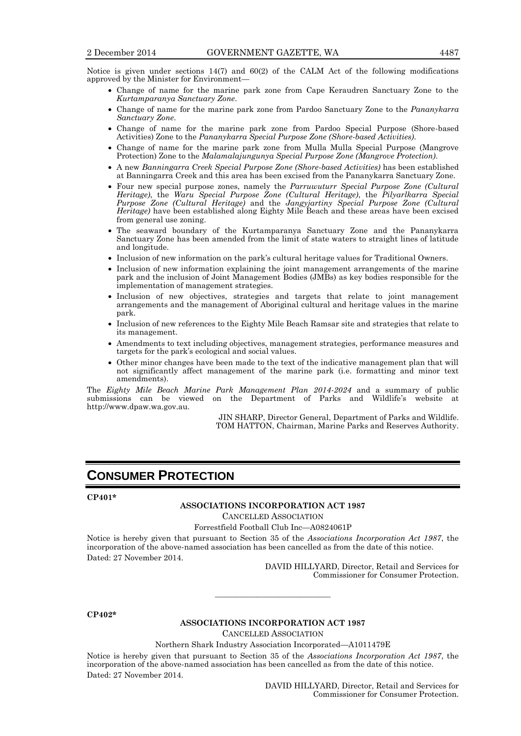Notice is given under sections 14(7) and 60(2) of the CALM Act of the following modifications approved by the Minister for Environment—

- Change of name for the marine park zone from Cape Keraudren Sanctuary Zone to the *Kurtamparanya Sanctuary Zone*.
- Change of name for the marine park zone from Pardoo Sanctuary Zone to the *Pananykarra Sanctuary Zone*.
- Change of name for the marine park zone from Pardoo Special Purpose (Shore-based Activities) Zone to the *Pananykarra Special Purpose Zone (Shore-based Activities)*.
- Change of name for the marine park zone from Mulla Mulla Special Purpose (Mangrove Protection) Zone to the *Malamalajungunya Special Purpose Zone (Mangrove Protection)*.
- A new *Banningarra Creek Special Purpose Zone (Shore-based Activities)* has been established at Banningarra Creek and this area has been excised from the Pananykarra Sanctuary Zone.
- Four new special purpose zones, namely the *Parruwuturr Special Purpose Zone (Cultural Heritage)*, the *Waru Special Purpose Zone (Cultural Heritage)*, the *Pilyarlkarra Special Purpose Zone (Cultural Heritage)* and the *Jangyjartiny Special Purpose Zone (Cultural Heritage)* have been established along Eighty Mile Beach and these areas have been excised from general use zoning.
- The seaward boundary of the Kurtamparanya Sanctuary Zone and the Pananykarra Sanctuary Zone has been amended from the limit of state waters to straight lines of latitude and longitude.
- Inclusion of new information on the park's cultural heritage values for Traditional Owners.
- Inclusion of new information explaining the joint management arrangements of the marine park and the inclusion of Joint Management Bodies (JMBs) as key bodies responsible for the implementation of management strategies.
- Inclusion of new objectives, strategies and targets that relate to joint management arrangements and the management of Aboriginal cultural and heritage values in the marine park.
- Inclusion of new references to the Eighty Mile Beach Ramsar site and strategies that relate to its management.
- Amendments to text including objectives, management strategies, performance measures and targets for the park's ecological and social values.
- Other minor changes have been made to the text of the indicative management plan that will not significantly affect management of the marine park (i.e. formatting and minor text amendments).

The *Eighty Mile Beach Marine Park Management Plan 2014-2024* and a summary of public submissions can be viewed on the Department of Parks and Wildlife's website at http://www.dpaw.wa.gov.au.

JIN SHARP, Director General, Department of Parks and Wildlife.
TOM HATTON, Chairman, Marine Parks and Reserves Authority.

# CONSUMER PROTECTION

**CP401***

**ASSOCIATIONS INCORPORATION ACT 1987**

CANCELLED ASSOCIATION

Forrestfield Football Club Inc—A0824061P

Notice is hereby given that pursuant to Section 35 of the *Associations Incorporation Act 1987*, the incorporation of the above-named association has been cancelled as from the date of this notice.

Dated: 27 November 2014.

DAVID HILLYARD, Director, Retail and Services for Commissioner for Consumer Protection.

---

**CP402***

**ASSOCIATIONS INCORPORATION ACT 1987**

CANCELLED ASSOCIATION

Northern Shark Industry Association Incorporated—A1011479E

Notice is hereby given that pursuant to Section 35 of the *Associations Incorporation Act 1987*, the incorporation of the above-named association has been cancelled as from the date of this notice.

Dated: 27 November 2014.

DAVID HILLYARD, Director, Retail and Services for Commissioner for Consumer Protection.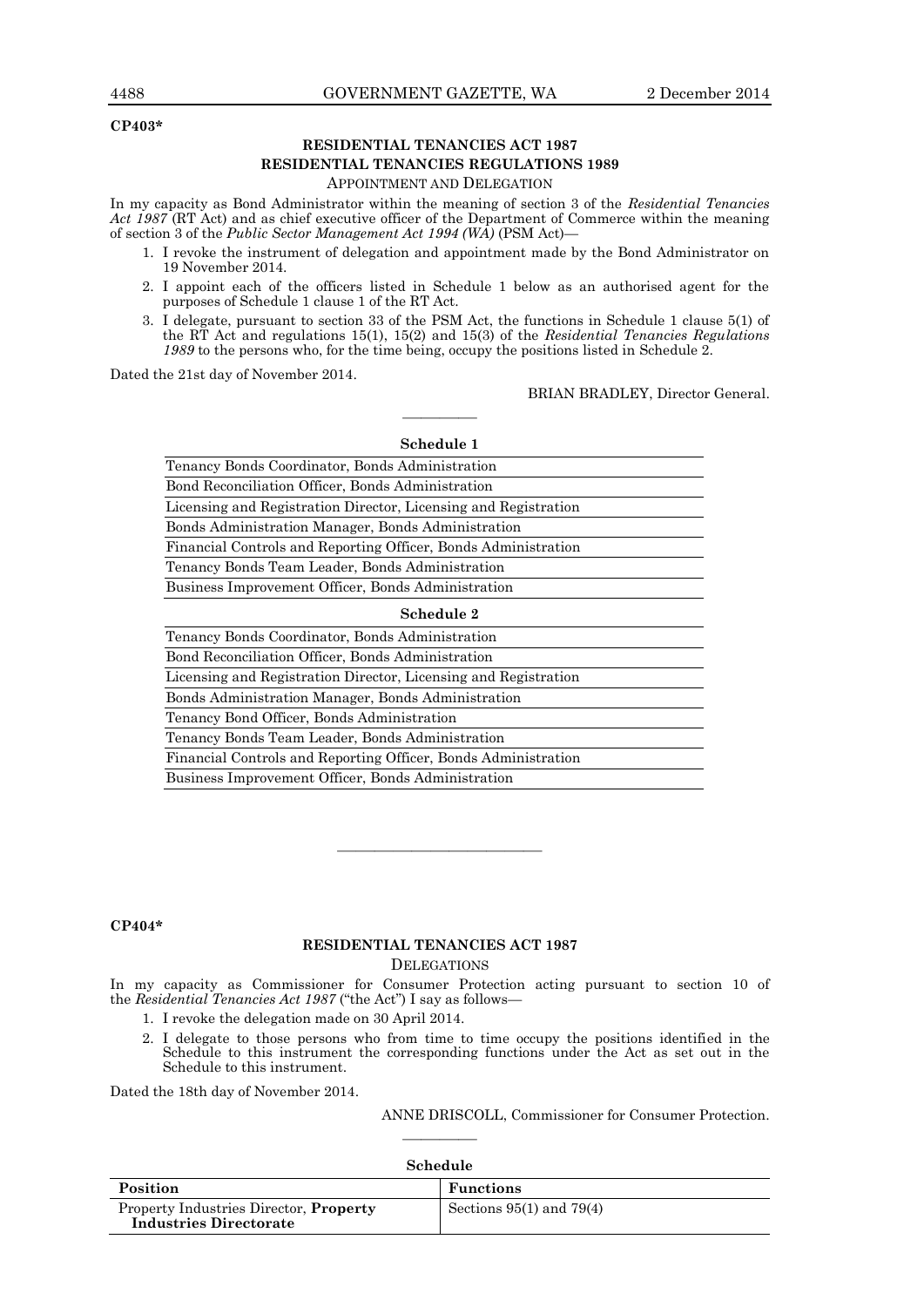**CP403***

**RESIDENTIAL TENANCIES ACT 1987**
**RESIDENTIAL TENANCIES REGULATIONS 1989**

APPOINTMENT AND DELEGATION

In my capacity as Bond Administrator within the meaning of section 3 of the *Residential Tenancies Act 1987* (RT Act) and as chief executive officer of the Department of Commerce within the meaning of section 3 of the *Public Sector Management Act 1994 (WA)* (PSM Act)—

1. I revoke the instrument of delegation and appointment made by the Bond Administrator on 19 November 2014.
2. I appoint each of the officers listed in Schedule 1 below as an authorised agent for the purposes of Schedule 1 clause 1 of the RT Act.
3. I delegate, pursuant to section 33 of the PSM Act, the functions in Schedule 1 clause 5(1) of the RT Act and regulations 15(1), 15(2) and 15(3) of the *Residential Tenancies Regulations 1989* to the persons who, for the time being, occupy the positions listed in Schedule 2.

Dated the 21st day of November 2014.

BRIAN BRADLEY, Director General.

---

**Schedule 1**

| |
|---|
| Tenancy Bonds Coordinator, Bonds Administration |
| Bond Reconciliation Officer, Bonds Administration |
| Licensing and Registration Director, Licensing and Registration |
| Bonds Administration Manager, Bonds Administration |
| Financial Controls and Reporting Officer, Bonds Administration |
| Tenancy Bonds Team Leader, Bonds Administration |
| Business Improvement Officer, Bonds Administration |

**Schedule 2**

| |
|---|
| Tenancy Bonds Coordinator, Bonds Administration |
| Bond Reconciliation Officer, Bonds Administration |
| Licensing and Registration Director, Licensing and Registration |
| Bonds Administration Manager, Bonds Administration |
| Tenancy Bond Officer, Bonds Administration |
| Tenancy Bonds Team Leader, Bonds Administration |
| Financial Controls and Reporting Officer, Bonds Administration |
| Business Improvement Officer, Bonds Administration |

---

**CP404***

**RESIDENTIAL TENANCIES ACT 1987**

DELEGATIONS

In my capacity as Commissioner for Consumer Protection acting pursuant to section 10 of the *Residential Tenancies Act 1987* ("the Act") I say as follows—

1. I revoke the delegation made on 30 April 2014.
2. I delegate to those persons who from time to time occupy the positions identified in the Schedule to this instrument the corresponding functions under the Act as set out in the Schedule to this instrument.

Dated the 18th day of November 2014.

ANNE DRISCOLL, Commissioner for Consumer Protection.

---

**Schedule**

| Position | Functions |
|---|---|
| Property Industries Director, **Property Industries Directorate** | Sections 95(1) and 79(4) |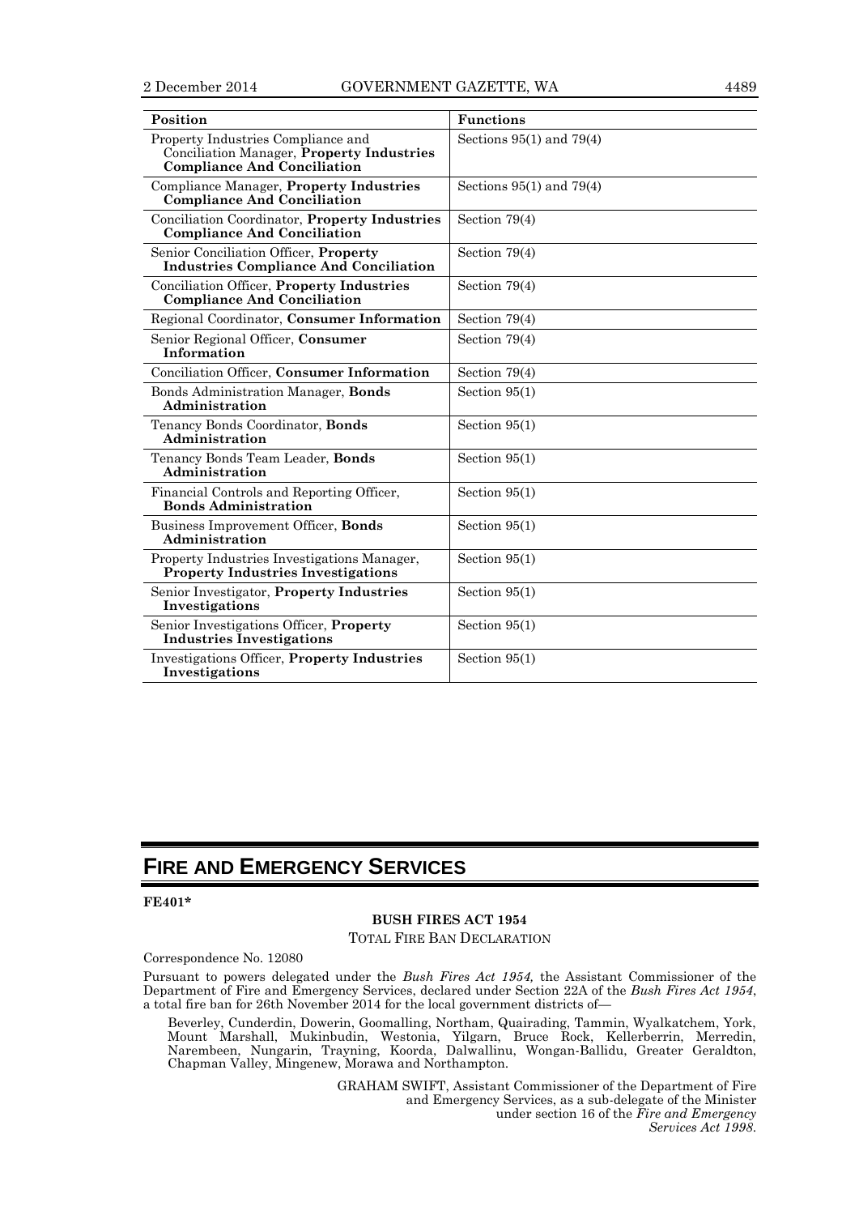| Position | Functions |
|---|---|
| Property Industries Compliance and Conciliation Manager, **Property Industries Compliance And Conciliation** | Sections 95(1) and 79(4) |
| Compliance Manager, **Property Industries Compliance And Conciliation** | Sections 95(1) and 79(4) |
| Conciliation Coordinator, **Property Industries Compliance And Conciliation** | Section 79(4) |
| Senior Conciliation Officer, **Property Industries Compliance And Conciliation** | Section 79(4) |
| Conciliation Officer, **Property Industries Compliance And Conciliation** | Section 79(4) |
| Regional Coordinator, **Consumer Information** | Section 79(4) |
| Senior Regional Officer, **Consumer Information** | Section 79(4) |
| Conciliation Officer, **Consumer Information** | Section 79(4) |
| Bonds Administration Manager, **Bonds Administration** | Section 95(1) |
| Tenancy Bonds Coordinator, **Bonds Administration** | Section 95(1) |
| Tenancy Bonds Team Leader, **Bonds Administration** | Section 95(1) |
| Financial Controls and Reporting Officer, **Bonds Administration** | Section 95(1) |
| Business Improvement Officer, **Bonds Administration** | Section 95(1) |
| Property Industries Investigations Manager, **Property Industries Investigations** | Section 95(1) |
| Senior Investigator, **Property Industries Investigations** | Section 95(1) |
| Senior Investigations Officer, **Property Industries Investigations** | Section 95(1) |
| Investigations Officer, **Property Industries Investigations** | Section 95(1) |

# FIRE AND EMERGENCY SERVICES

**FE401***

**BUSH FIRES ACT 1954**

TOTAL FIRE BAN DECLARATION

Correspondence No. 12080

Pursuant to powers delegated under the *Bush Fires Act 1954,* the Assistant Commissioner of the Department of Fire and Emergency Services, declared under Section 22A of the *Bush Fires Act 1954*, a total fire ban for 26th November 2014 for the local government districts of—

Beverley, Cunderdin, Dowerin, Goomalling, Northam, Quairading, Tammin, Wyalkatchem, York, Mount Marshall, Mukinbudin, Westonia, Yilgarn, Bruce Rock, Kellerberrin, Merredin, Narembeen, Nungarin, Trayning, Koorda, Dalwallinu, Wongan-Ballidu, Greater Geraldton, Chapman Valley, Mingenew, Morawa and Northampton.

GRAHAM SWIFT, Assistant Commissioner of the Department of Fire and Emergency Services, as a sub-delegate of the Minister under section 16 of the *Fire and Emergency Services Act 1998*.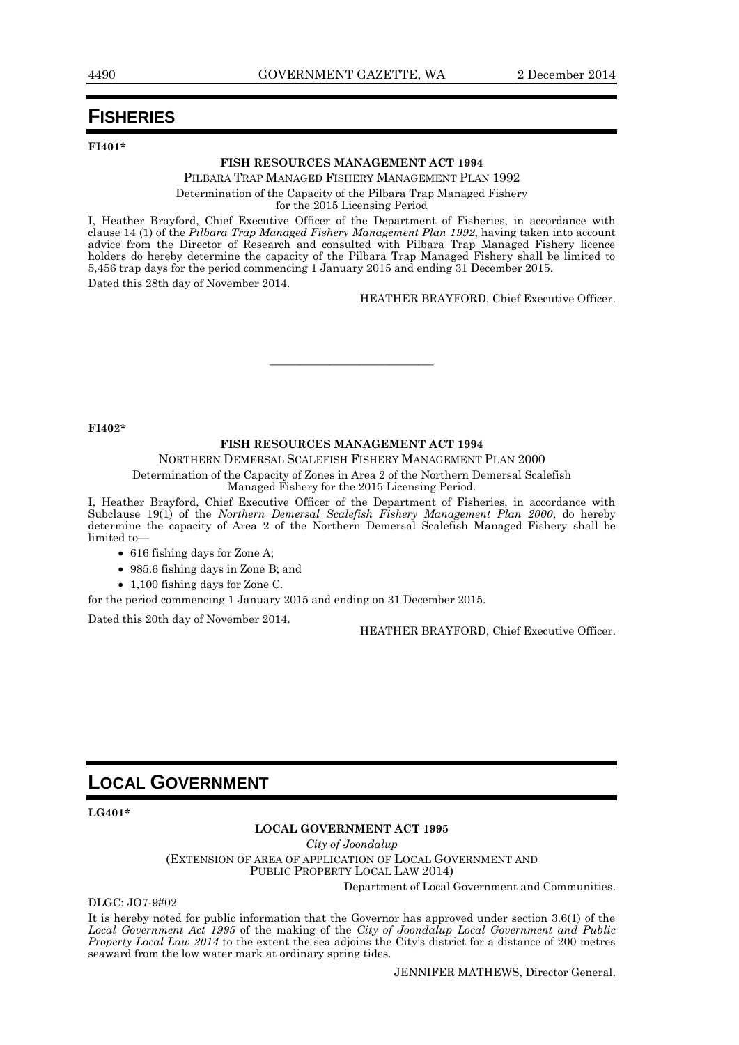# FISHERIES

**FI401***

**FISH RESOURCES MANAGEMENT ACT 1994**

PILBARA TRAP MANAGED FISHERY MANAGEMENT PLAN 1992

Determination of the Capacity of the Pilbara Trap Managed Fishery for the 2015 Licensing Period

I, Heather Brayford, Chief Executive Officer of the Department of Fisheries, in accordance with clause 14 (1) of the *Pilbara Trap Managed Fishery Management Plan 1992*, having taken into account advice from the Director of Research and consulted with Pilbara Trap Managed Fishery licence holders do hereby determine the capacity of the Pilbara Trap Managed Fishery shall be limited to 5,456 trap days for the period commencing 1 January 2015 and ending 31 December 2015.

Dated this 28th day of November 2014.

HEATHER BRAYFORD, Chief Executive Officer.

---

**FI402***

**FISH RESOURCES MANAGEMENT ACT 1994**

NORTHERN DEMERSAL SCALEFISH FISHERY MANAGEMENT PLAN 2000

Determination of the Capacity of Zones in Area 2 of the Northern Demersal Scalefish Managed Fishery for the 2015 Licensing Period.

I, Heather Brayford, Chief Executive Officer of the Department of Fisheries, in accordance with Subclause 19(1) of the *Northern Demersal Scalefish Fishery Management Plan 2000*, do hereby determine the capacity of Area 2 of the Northern Demersal Scalefish Managed Fishery shall be limited to—

- 616 fishing days for Zone A;
- 985.6 fishing days in Zone B; and
- 1,100 fishing days for Zone C.

for the period commencing 1 January 2015 and ending on 31 December 2015.

Dated this 20th day of November 2014.

HEATHER BRAYFORD, Chief Executive Officer.

# LOCAL GOVERNMENT

**LG401***

**LOCAL GOVERNMENT ACT 1995**

*City of Joondalup*

(EXTENSION OF AREA OF APPLICATION OF LOCAL GOVERNMENT AND PUBLIC PROPERTY LOCAL LAW 2014)

Department of Local Government and Communities.

DLGC: JO7-9#02

It is hereby noted for public information that the Governor has approved under section 3.6(1) of the *Local Government Act 1995* of the making of the *City of Joondalup Local Government and Public Property Local Law 2014* to the extent the sea adjoins the City's district for a distance of 200 metres seaward from the low water mark at ordinary spring tides.

JENNIFER MATHEWS, Director General.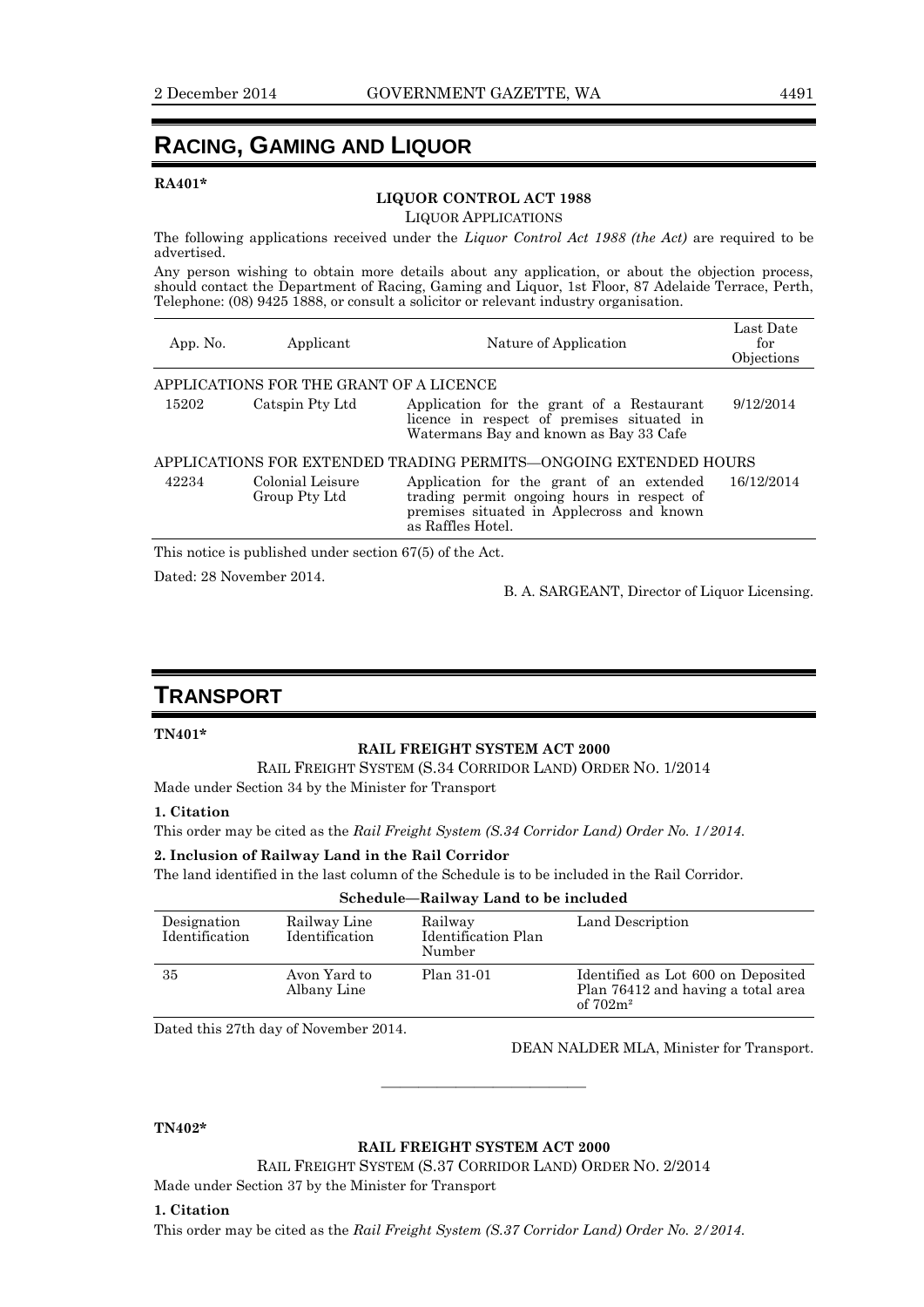# RACING, GAMING AND LIQUOR

**RA401***

**LIQUOR CONTROL ACT 1988**

LIQUOR APPLICATIONS

The following applications received under the *Liquor Control Act 1988 (the Act)* are required to be advertised.

Any person wishing to obtain more details about any application, or about the objection process, should contact the Department of Racing, Gaming and Liquor, 1st Floor, 87 Adelaide Terrace, Perth, Telephone: (08) 9425 1888, or consult a solicitor or relevant industry organisation.

| App. No. | Applicant | Nature of Application | Last Date for Objections |
|---|---|---|---|
| APPLICATIONS FOR THE GRANT OF A LICENCE | | | |
| 15202 | Catspin Pty Ltd | Application for the grant of a Restaurant licence in respect of premises situated in Watermans Bay and known as Bay 33 Cafe | 9/12/2014 |
| APPLICATIONS FOR EXTENDED TRADING PERMITS—ONGOING EXTENDED HOURS | | | |
| 42234 | Colonial Leisure Group Pty Ltd | Application for the grant of an extended trading permit ongoing hours in respect of premises situated in Applecross and known as Raffles Hotel. | 16/12/2014 |

This notice is published under section 67(5) of the Act.

Dated: 28 November 2014.

B. A. SARGEANT, Director of Liquor Licensing.

# TRANSPORT

**TN401***

**RAIL FREIGHT SYSTEM ACT 2000**

RAIL FREIGHT SYSTEM (S.34 CORRIDOR LAND) ORDER NO. 1/2014

Made under Section 34 by the Minister for Transport

**1. Citation**

This order may be cited as the *Rail Freight System (S.34 Corridor Land) Order No. 1/2014.*

**2. Inclusion of Railway Land in the Rail Corridor**

The land identified in the last column of the Schedule is to be included in the Rail Corridor.

**Schedule—Railway Land to be included**

| Designation Identification | Railway Line Identification | Railway Identification Plan Number | Land Description |
|---|---|---|---|
| 35 | Avon Yard to Albany Line | Plan 31-01 | Identified as Lot 600 on Deposited Plan 76412 and having a total area of 702m² |

Dated this 27th day of November 2014.

DEAN NALDER MLA, Minister for Transport.

---

**TN402***

**RAIL FREIGHT SYSTEM ACT 2000**

RAIL FREIGHT SYSTEM (S.37 CORRIDOR LAND) ORDER NO. 2/2014

Made under Section 37 by the Minister for Transport

**1. Citation**

This order may be cited as the *Rail Freight System (S.37 Corridor Land) Order No. 2/2014.*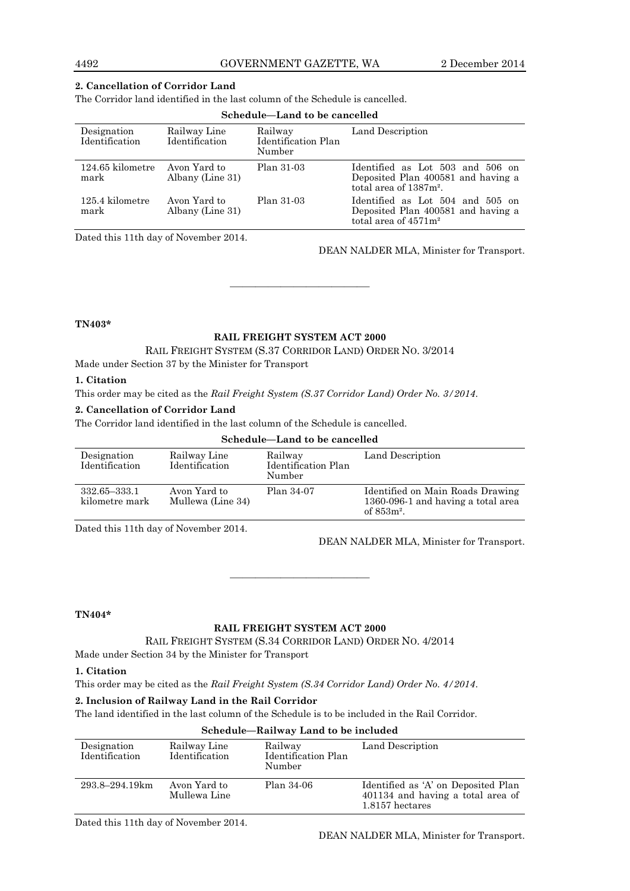**2. Cancellation of Corridor Land**

The Corridor land identified in the last column of the Schedule is cancelled.

**Schedule—Land to be cancelled**

| Designation Identification | Railway Line Identification | Railway Identification Plan Number | Land Description |
|---|---|---|---|
| 124.65 kilometre mark | Avon Yard to Albany (Line 31) | Plan 31-03 | Identified as Lot 503 and 506 on Deposited Plan 400581 and having a total area of 1387m². |
| 125.4 kilometre mark | Avon Yard to Albany (Line 31) | Plan 31-03 | Identified as Lot 504 and 505 on Deposited Plan 400581 and having a total area of 4571m² |

Dated this 11th day of November 2014.

DEAN NALDER MLA, Minister for Transport.

---

**TN403***

**RAIL FREIGHT SYSTEM ACT 2000**

RAIL FREIGHT SYSTEM (S.37 CORRIDOR LAND) ORDER NO. 3/2014

Made under Section 37 by the Minister for Transport

**1. Citation**

This order may be cited as the *Rail Freight System (S.37 Corridor Land) Order No. 3/2014*.

**2. Cancellation of Corridor Land**

The Corridor land identified in the last column of the Schedule is cancelled.

**Schedule—Land to be cancelled**

| Designation Identification | Railway Line Identification | Railway Identification Plan Number | Land Description |
|---|---|---|---|
| 332.65–333.1 kilometre mark | Avon Yard to Mullewa (Line 34) | Plan 34-07 | Identified on Main Roads Drawing 1360-096-1 and having a total area of 853m². |

Dated this 11th day of November 2014.

DEAN NALDER MLA, Minister for Transport.

---

**TN404***

**RAIL FREIGHT SYSTEM ACT 2000**

RAIL FREIGHT SYSTEM (S.34 CORRIDOR LAND) ORDER NO. 4/2014

Made under Section 34 by the Minister for Transport

**1. Citation**

This order may be cited as the *Rail Freight System (S.34 Corridor Land) Order No. 4/2014*.

**2. Inclusion of Railway Land in the Rail Corridor**

The land identified in the last column of the Schedule is to be included in the Rail Corridor.

**Schedule—Railway Land to be included**

| Designation Identification | Railway Line Identification | Railway Identification Plan Number | Land Description |
|---|---|---|---|
| 293.8–294.19km | Avon Yard to Mullewa Line | Plan 34-06 | Identified as 'A' on Deposited Plan 401134 and having a total area of 1.8157 hectares |

Dated this 11th day of November 2014.

DEAN NALDER MLA, Minister for Transport.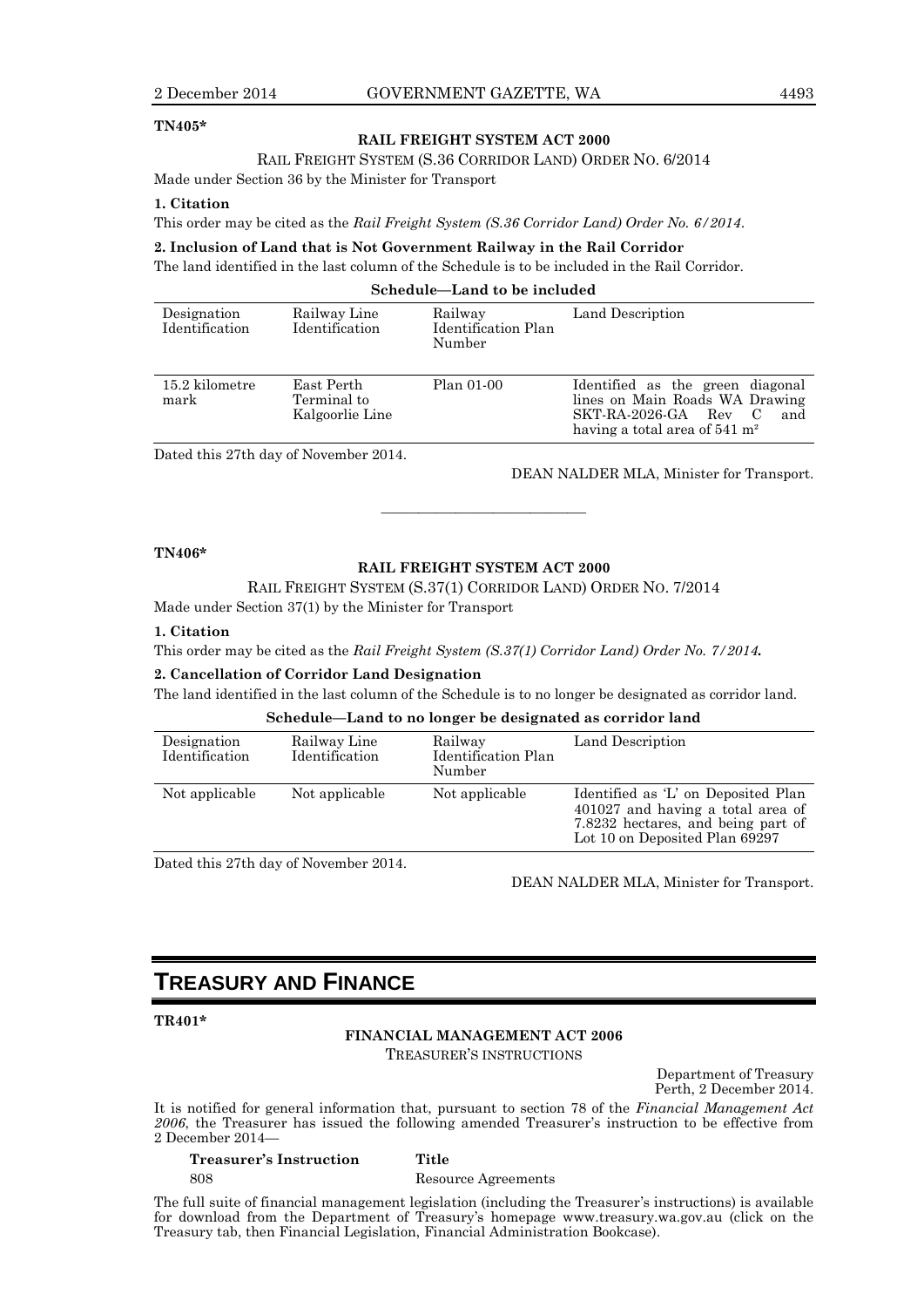**TN405***

**RAIL FREIGHT SYSTEM ACT 2000**

RAIL FREIGHT SYSTEM (S.36 CORRIDOR LAND) ORDER NO. 6/2014

Made under Section 36 by the Minister for Transport

**1. Citation**

This order may be cited as the *Rail Freight System (S.36 Corridor Land) Order No. 6/2014*.

**2. Inclusion of Land that is Not Government Railway in the Rail Corridor**

The land identified in the last column of the Schedule is to be included in the Rail Corridor.

**Schedule—Land to be included**

| Designation Identification | Railway Line Identification | Railway Identification Plan Number | Land Description |
|---|---|---|---|
| 15.2 kilometre mark | East Perth Terminal to Kalgoorlie Line | Plan 01-00 | Identified as the green diagonal lines on Main Roads WA Drawing SKT-RA-2026-GA Rev C and having a total area of 541 $m^2$ |

Dated this 27th day of November 2014.

DEAN NALDER MLA, Minister for Transport.

---

**TN406***

**RAIL FREIGHT SYSTEM ACT 2000**

RAIL FREIGHT SYSTEM (S.37(1) CORRIDOR LAND) ORDER NO. 7/2014

Made under Section 37(1) by the Minister for Transport

**1. Citation**

This order may be cited as the *Rail Freight System (S.37(1) Corridor Land) Order No. 7/2014***.**

**2. Cancellation of Corridor Land Designation**

The land identified in the last column of the Schedule is to no longer be designated as corridor land.

**Schedule—Land to no longer be designated as corridor land**

| Designation Identification | Railway Line Identification | Railway Identification Plan Number | Land Description |
|---|---|---|---|
| Not applicable | Not applicable | Not applicable | Identified as 'L' on Deposited Plan 401027 and having a total area of 7.8232 hectares, and being part of Lot 10 on Deposited Plan 69297 |

Dated this 27th day of November 2014.

DEAN NALDER MLA, Minister for Transport.

# TREASURY AND FINANCE

**TR401***

**FINANCIAL MANAGEMENT ACT 2006**

TREASURER'S INSTRUCTIONS

Department of Treasury
Perth, 2 December 2014.

It is notified for general information that, pursuant to section 78 of the *Financial Management Act 2006*, the Treasurer has issued the following amended Treasurer's instruction to be effective from 2 December 2014—

| Treasurer's Instruction | Title |
|---|---|
| 808 | Resource Agreements |

The full suite of financial management legislation (including the Treasurer's instructions) is available for download from the Department of Treasury's homepage www.treasury.wa.gov.au (click on the Treasury tab, then Financial Legislation, Financial Administration Bookcase).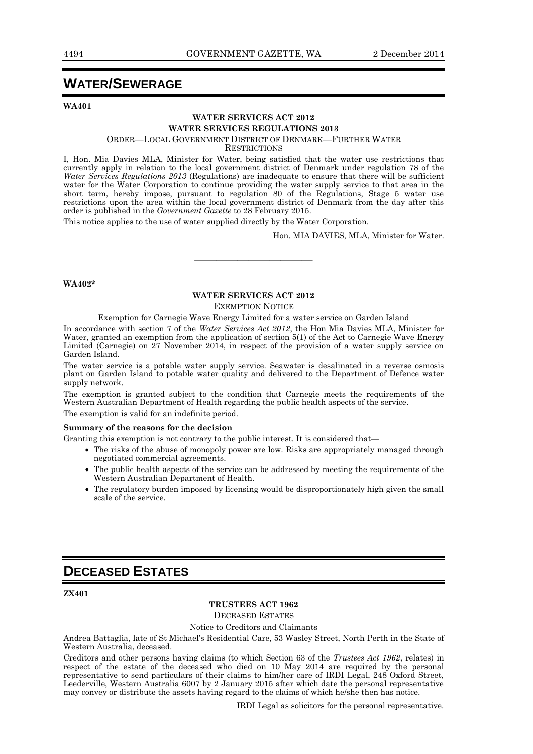# WATER/SEWERAGE

**WA401**

**WATER SERVICES ACT 2012**
**WATER SERVICES REGULATIONS 2013**

ORDER—LOCAL GOVERNMENT DISTRICT OF DENMARK—FURTHER WATER RESTRICTIONS

I, Hon. Mia Davies MLA, Minister for Water, being satisfied that the water use restrictions that currently apply in relation to the local government district of Denmark under regulation 78 of the *Water Services Regulations 2013* (Regulations) are inadequate to ensure that there will be sufficient water for the Water Corporation to continue providing the water supply service to that area in the short term, hereby impose, pursuant to regulation 80 of the Regulations, Stage 5 water use restrictions upon the area within the local government district of Denmark from the day after this order is published in the *Government Gazette* to 28 February 2015.

This notice applies to the use of water supplied directly by the Water Corporation.

Hon. MIA DAVIES, MLA, Minister for Water.

---

**WA402***

**WATER SERVICES ACT 2012**

EXEMPTION NOTICE

Exemption for Carnegie Wave Energy Limited for a water service on Garden Island

In accordance with section 7 of the *Water Services Act 2012*, the Hon Mia Davies MLA, Minister for Water, granted an exemption from the application of section 5(1) of the Act to Carnegie Wave Energy Limited (Carnegie) on 27 November 2014, in respect of the provision of a water supply service on Garden Island.

The water service is a potable water supply service. Seawater is desalinated in a reverse osmosis plant on Garden Island to potable water quality and delivered to the Department of Defence water supply network.

The exemption is granted subject to the condition that Carnegie meets the requirements of the Western Australian Department of Health regarding the public health aspects of the service.

The exemption is valid for an indefinite period.

**Summary of the reasons for the decision**

Granting this exemption is not contrary to the public interest. It is considered that—

- The risks of the abuse of monopoly power are low. Risks are appropriately managed through negotiated commercial agreements.
- The public health aspects of the service can be addressed by meeting the requirements of the Western Australian Department of Health.
- The regulatory burden imposed by licensing would be disproportionately high given the small scale of the service.

# DECEASED ESTATES

**ZX401**

**TRUSTEES ACT 1962**

DECEASED ESTATES

Notice to Creditors and Claimants

Andrea Battaglia, late of St Michael's Residential Care, 53 Wasley Street, North Perth in the State of Western Australia, deceased.

Creditors and other persons having claims (to which Section 63 of the *Trustees Act 1962*, relates) in respect of the estate of the deceased who died on 10 May 2014 are required by the personal representative to send particulars of their claims to him/her care of IRDI Legal, 248 Oxford Street, Leederville, Western Australia 6007 by 2 January 2015 after which date the personal representative may convey or distribute the assets having regard to the claims of which he/she then has notice.

IRDI Legal as solicitors for the personal representative.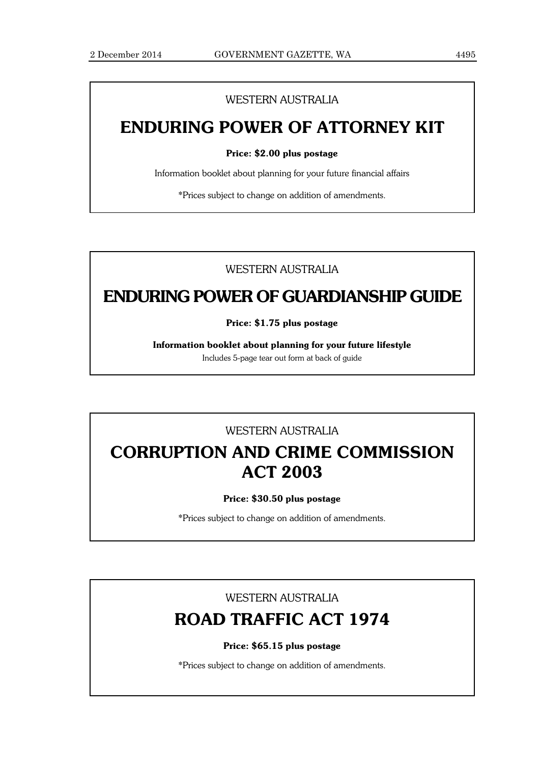WESTERN AUSTRALIA

## ENDURING POWER OF ATTORNEY KIT

**Price: $2.00 plus postage**

Information booklet about planning for your future financial affairs

*Prices subject to change on addition of amendments.

---

WESTERN AUSTRALIA

## ENDURING POWER OF GUARDIANSHIP GUIDE

**Price: $1.75 plus postage**

**Information booklet about planning for your future lifestyle**

Includes 5-page tear out form at back of guide

---

WESTERN AUSTRALIA

## CORRUPTION AND CRIME COMMISSION ACT 2003

**Price: $30.50 plus postage**

*Prices subject to change on addition of amendments.

---

WESTERN AUSTRALIA

## ROAD TRAFFIC ACT 1974

**Price: $65.15 plus postage**

*Prices subject to change on addition of amendments.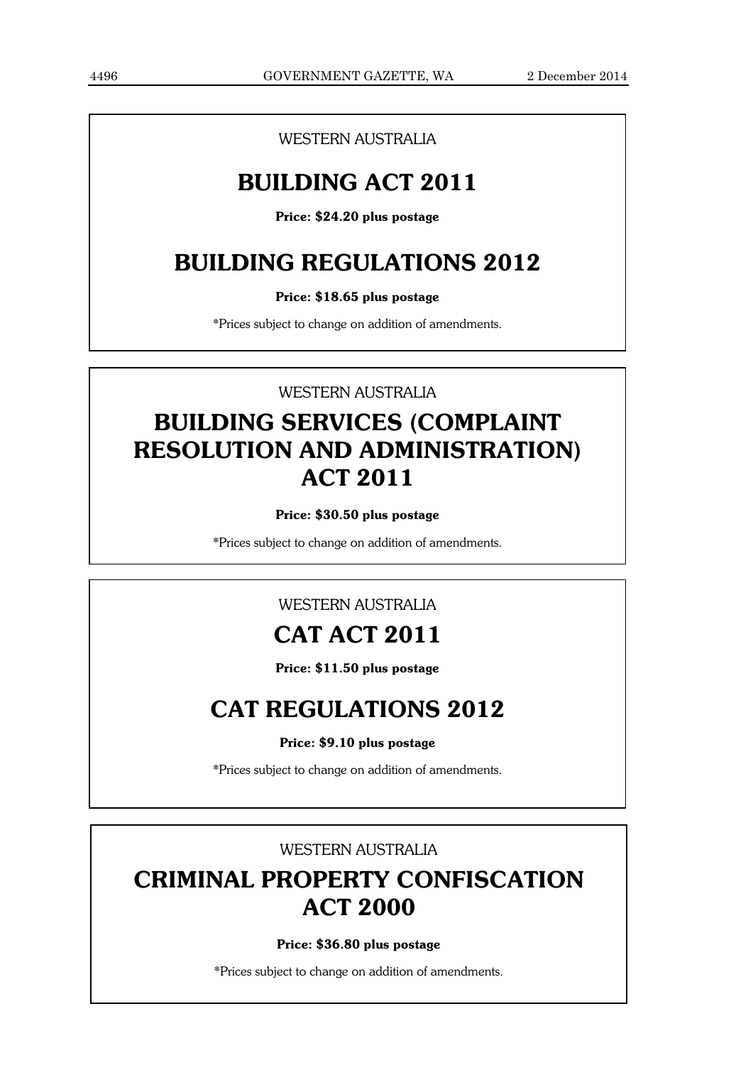WESTERN AUSTRALIA

# BUILDING ACT 2011

**Price: $24.20 plus postage**

# BUILDING REGULATIONS 2012

**Price: $18.65 plus postage**

*Prices subject to change on addition of amendments.

---

WESTERN AUSTRALIA

# BUILDING SERVICES (COMPLAINT RESOLUTION AND ADMINISTRATION) ACT 2011

**Price: $30.50 plus postage**

*Prices subject to change on addition of amendments.

---

WESTERN AUSTRALIA

# CAT ACT 2011

**Price: $11.50 plus postage**

# CAT REGULATIONS 2012

**Price: $9.10 plus postage**

*Prices subject to change on addition of amendments.

---

WESTERN AUSTRALIA

# CRIMINAL PROPERTY CONFISCATION ACT 2000

**Price: $36.80 plus postage**

*Prices subject to change on addition of amendments.